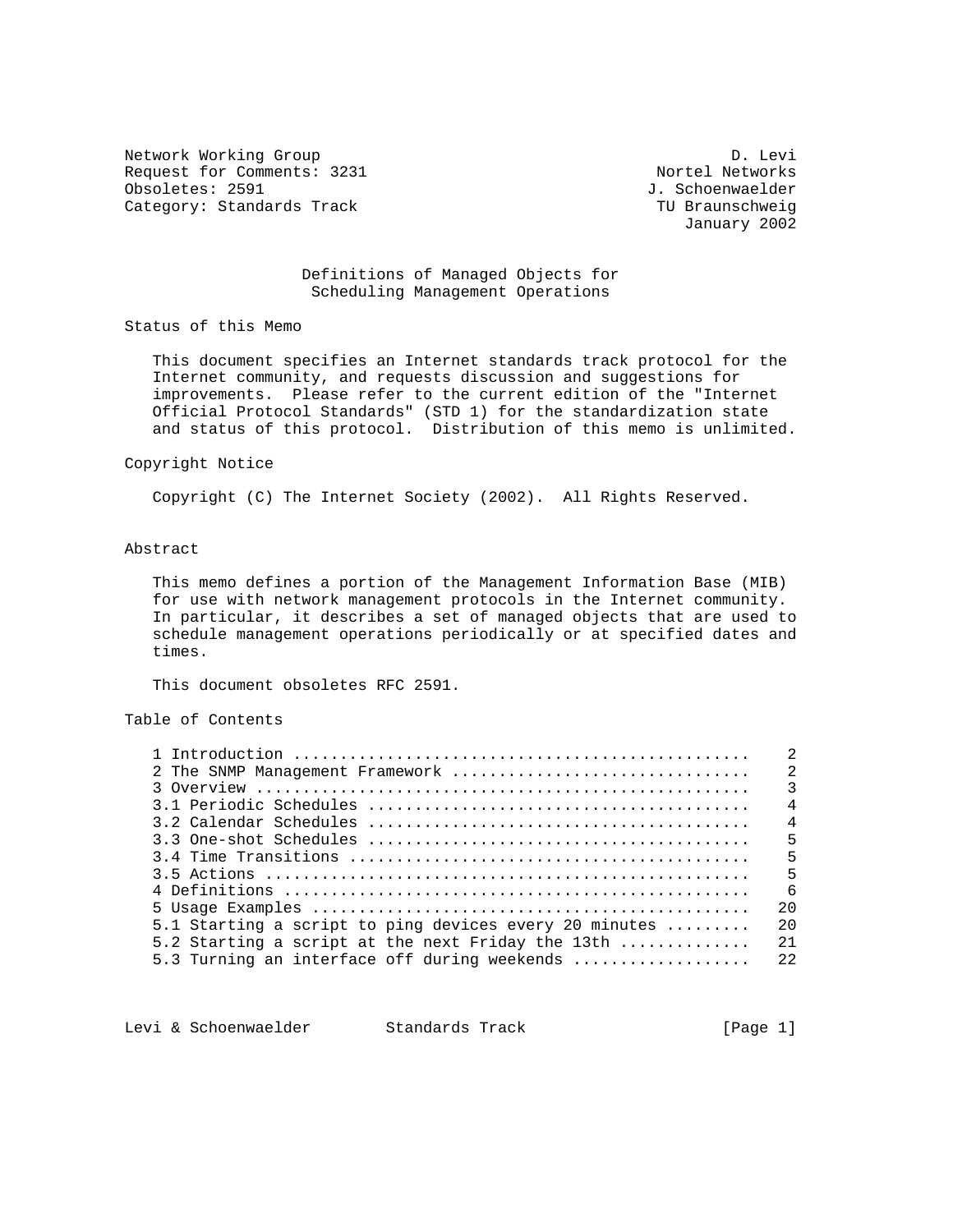Network Working Group D. Levi
Request for Comments: 3231 Nortel Networks
Obsoletes: 2591 J. Schoenwaelder
Category: Standards Track TU Braunschweig
January 2002

# Definitions of Managed Objects for Scheduling Management Operations

## Status of this Memo

This document specifies an Internet standards track protocol for the Internet community, and requests discussion and suggestions for improvements. Please refer to the current edition of the "Internet Official Protocol Standards" (STD 1) for the standardization state and status of this protocol. Distribution of this memo is unlimited.

## Copyright Notice

Copyright (C) The Internet Society (2002). All Rights Reserved.

## Abstract

This memo defines a portion of the Management Information Base (MIB) for use with network management protocols in the Internet community. In particular, it describes a set of managed objects that are used to schedule management operations periodically or at specified dates and times.

This document obsoletes RFC 2591.

## Table of Contents

```
1 Introduction ................................................    2
2 The SNMP Management Framework ...............................    2
3 Overview ....................................................    3
3.1 Periodic Schedules ........................................    4
3.2 Calendar Schedules ........................................    4
3.3 One-shot Schedules ........................................    5
3.4 Time Transitions ..........................................    5
3.5 Actions ...................................................    5
4 Definitions .................................................    6
5 Usage Examples ..............................................   20
5.1 Starting a script to ping devices every 20 minutes .........   20
5.2 Starting a script at the next Friday the 13th .............   21
5.3 Turning an interface off during weekends ..................   22
```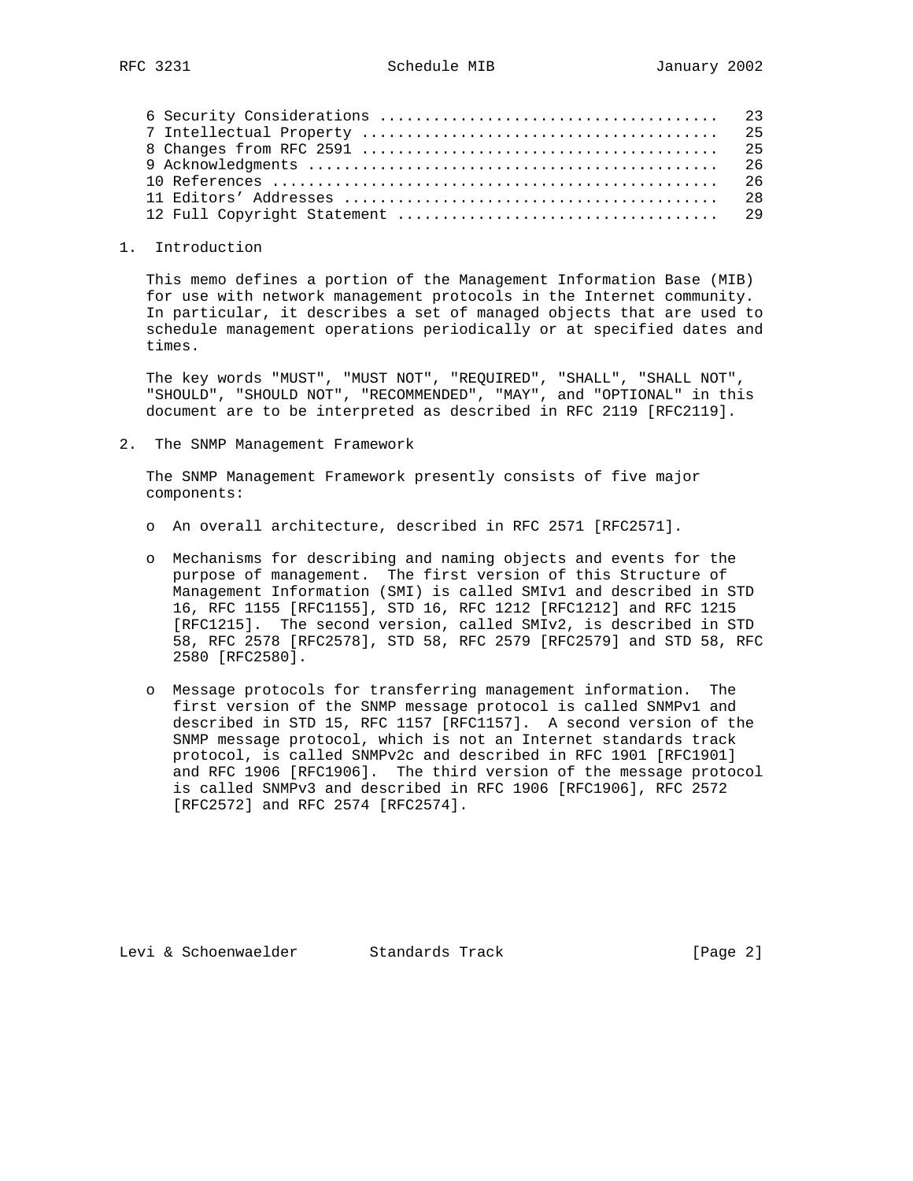6 Security Considerations ..................................... 23
7 Intellectual Property ....................................... 25
8 Changes from RFC 2591 ....................................... 25
9 Acknowledgments ............................................. 26
10 References ................................................. 26
11 Editors' Addresses ......................................... 28
12 Full Copyright Statement ................................... 29

## 1. Introduction

This memo defines a portion of the Management Information Base (MIB) for use with network management protocols in the Internet community. In particular, it describes a set of managed objects that are used to schedule management operations periodically or at specified dates and times.

The key words "MUST", "MUST NOT", "REQUIRED", "SHALL", "SHALL NOT", "SHOULD", "SHOULD NOT", "RECOMMENDED", "MAY", and "OPTIONAL" in this document are to be interpreted as described in RFC 2119 [RFC2119].

## 2. The SNMP Management Framework

The SNMP Management Framework presently consists of five major components:

- An overall architecture, described in RFC 2571 [RFC2571].

- Mechanisms for describing and naming objects and events for the purpose of management. The first version of this Structure of Management Information (SMI) is called SMIv1 and described in STD 16, RFC 1155 [RFC1155], STD 16, RFC 1212 [RFC1212] and RFC 1215 [RFC1215]. The second version, called SMIv2, is described in STD 58, RFC 2578 [RFC2578], STD 58, RFC 2579 [RFC2579] and STD 58, RFC 2580 [RFC2580].

- Message protocols for transferring management information. The first version of the SNMP message protocol is called SNMPv1 and described in STD 15, RFC 1157 [RFC1157]. A second version of the SNMP message protocol, which is not an Internet standards track protocol, is called SNMPv2c and described in RFC 1901 [RFC1901] and RFC 1906 [RFC1906]. The third version of the message protocol is called SNMPv3 and described in RFC 1906 [RFC1906], RFC 2572 [RFC2572] and RFC 2574 [RFC2574].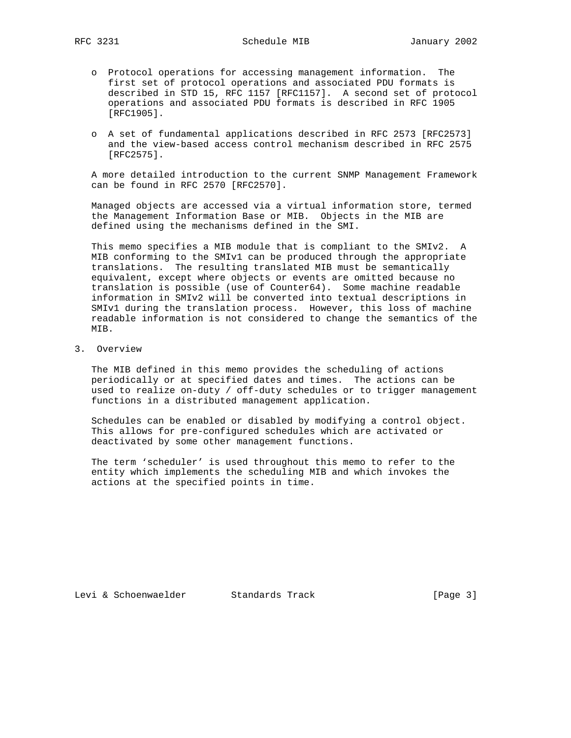- Protocol operations for accessing management information. The first set of protocol operations and associated PDU formats is described in STD 15, RFC 1157 [RFC1157]. A second set of protocol operations and associated PDU formats is described in RFC 1905 [RFC1905].

- A set of fundamental applications described in RFC 2573 [RFC2573] and the view-based access control mechanism described in RFC 2575 [RFC2575].

A more detailed introduction to the current SNMP Management Framework can be found in RFC 2570 [RFC2570].

Managed objects are accessed via a virtual information store, termed the Management Information Base or MIB. Objects in the MIB are defined using the mechanisms defined in the SMI.

This memo specifies a MIB module that is compliant to the SMIv2. A MIB conforming to the SMIv1 can be produced through the appropriate translations. The resulting translated MIB must be semantically equivalent, except where objects or events are omitted because no translation is possible (use of Counter64). Some machine readable information in SMIv2 will be converted into textual descriptions in SMIv1 during the translation process. However, this loss of machine readable information is not considered to change the semantics of the MIB.

## 3. Overview

The MIB defined in this memo provides the scheduling of actions periodically or at specified dates and times. The actions can be used to realize on-duty / off-duty schedules or to trigger management functions in a distributed management application.

Schedules can be enabled or disabled by modifying a control object. This allows for pre-configured schedules which are activated or deactivated by some other management functions.

The term ‘scheduler’ is used throughout this memo to refer to the entity which implements the scheduling MIB and which invokes the actions at the specified points in time.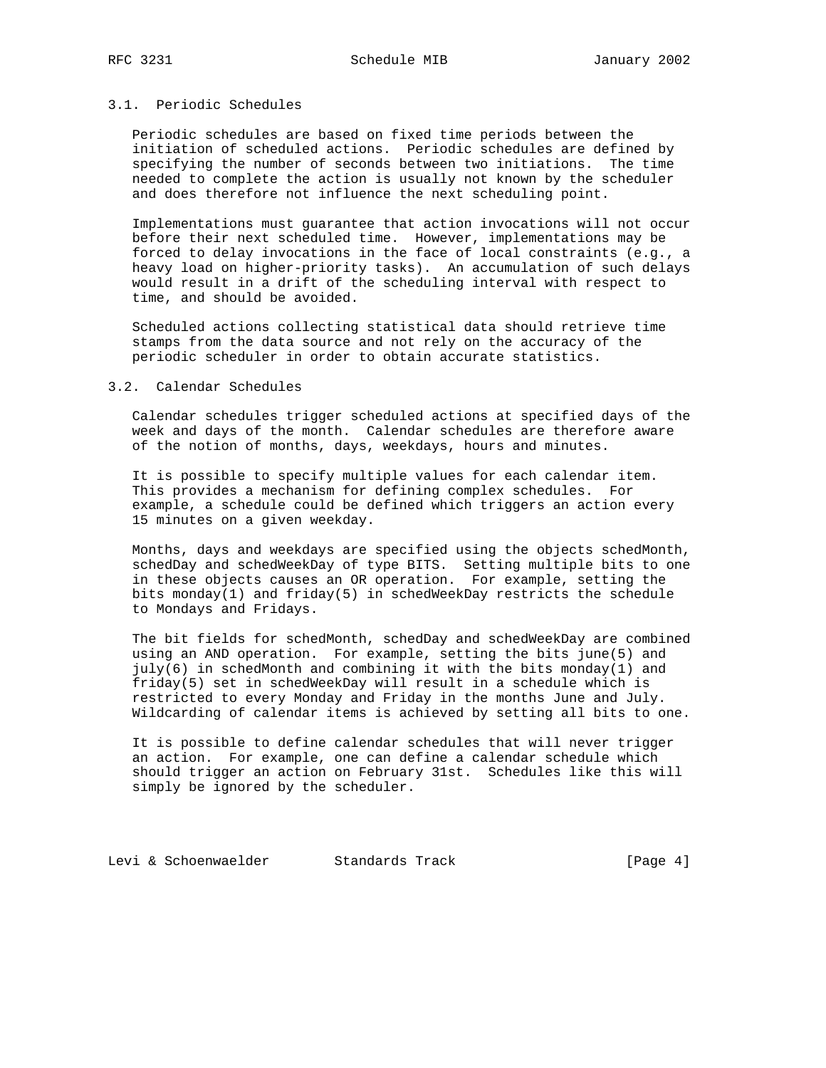### 3.1. Periodic Schedules

Periodic schedules are based on fixed time periods between the initiation of scheduled actions. Periodic schedules are defined by specifying the number of seconds between two initiations. The time needed to complete the action is usually not known by the scheduler and does therefore not influence the next scheduling point.

Implementations must guarantee that action invocations will not occur before their next scheduled time. However, implementations may be forced to delay invocations in the face of local constraints (e.g., a heavy load on higher-priority tasks). An accumulation of such delays would result in a drift of the scheduling interval with respect to time, and should be avoided.

Scheduled actions collecting statistical data should retrieve time stamps from the data source and not rely on the accuracy of the periodic scheduler in order to obtain accurate statistics.

### 3.2. Calendar Schedules

Calendar schedules trigger scheduled actions at specified days of the week and days of the month. Calendar schedules are therefore aware of the notion of months, days, weekdays, hours and minutes.

It is possible to specify multiple values for each calendar item. This provides a mechanism for defining complex schedules. For example, a schedule could be defined which triggers an action every 15 minutes on a given weekday.

Months, days and weekdays are specified using the objects schedMonth, schedDay and schedWeekDay of type BITS. Setting multiple bits to one in these objects causes an OR operation. For example, setting the bits monday(1) and friday(5) in schedWeekDay restricts the schedule to Mondays and Fridays.

The bit fields for schedMonth, schedDay and schedWeekDay are combined using an AND operation. For example, setting the bits june(5) and july(6) in schedMonth and combining it with the bits monday(1) and friday(5) set in schedWeekDay will result in a schedule which is restricted to every Monday and Friday in the months June and July. Wildcarding of calendar items is achieved by setting all bits to one.

It is possible to define calendar schedules that will never trigger an action. For example, one can define a calendar schedule which should trigger an action on February 31st. Schedules like this will simply be ignored by the scheduler.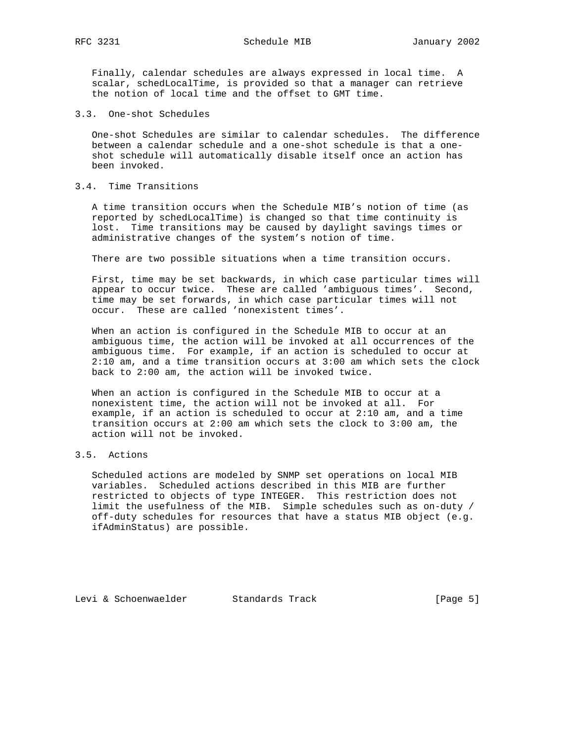Finally, calendar schedules are always expressed in local time. A scalar, schedLocalTime, is provided so that a manager can retrieve the notion of local time and the offset to GMT time.

## 3.3. One-shot Schedules

One-shot Schedules are similar to calendar schedules. The difference between a calendar schedule and a one-shot schedule is that a one-shot schedule will automatically disable itself once an action has been invoked.

## 3.4. Time Transitions

A time transition occurs when the Schedule MIB's notion of time (as reported by schedLocalTime) is changed so that time continuity is lost. Time transitions may be caused by daylight savings times or administrative changes of the system's notion of time.

There are two possible situations when a time transition occurs.

First, time may be set backwards, in which case particular times will appear to occur twice. These are called 'ambiguous times'. Second, time may be set forwards, in which case particular times will not occur. These are called 'nonexistent times'.

When an action is configured in the Schedule MIB to occur at an ambiguous time, the action will be invoked at all occurrences of the ambiguous time. For example, if an action is scheduled to occur at 2:10 am, and a time transition occurs at 3:00 am which sets the clock back to 2:00 am, the action will be invoked twice.

When an action is configured in the Schedule MIB to occur at a nonexistent time, the action will not be invoked at all. For example, if an action is scheduled to occur at 2:10 am, and a time transition occurs at 2:00 am which sets the clock to 3:00 am, the action will not be invoked.

## 3.5. Actions

Scheduled actions are modeled by SNMP set operations on local MIB variables. Scheduled actions described in this MIB are further restricted to objects of type INTEGER. This restriction does not limit the usefulness of the MIB. Simple schedules such as on-duty / off-duty schedules for resources that have a status MIB object (e.g. ifAdminStatus) are possible.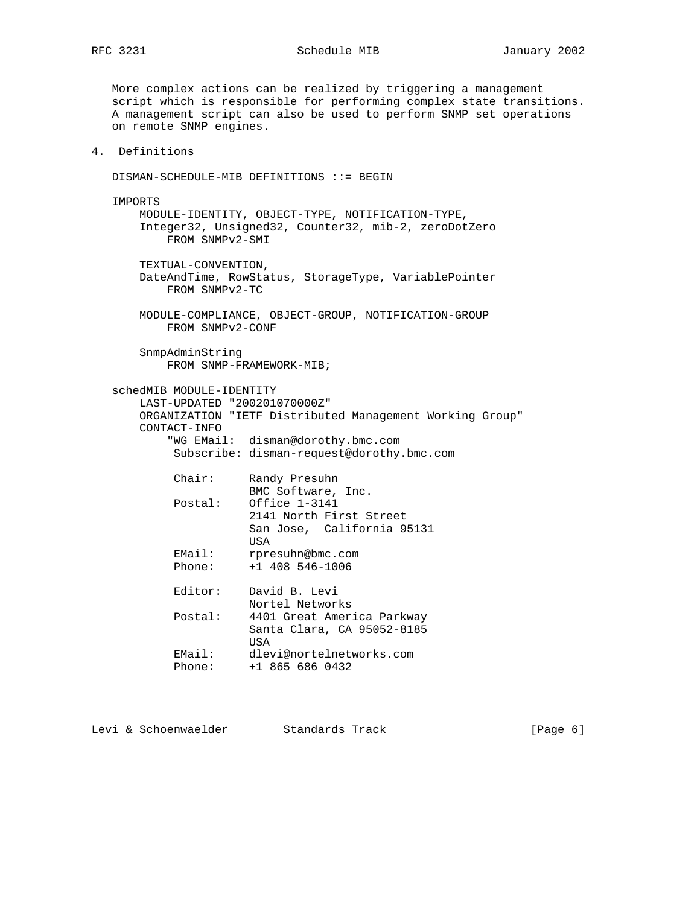More complex actions can be realized by triggering a management script which is responsible for performing complex state transitions. A management script can also be used to perform SNMP set operations on remote SNMP engines.

## 4. Definitions

```
DISMAN-SCHEDULE-MIB DEFINITIONS ::= BEGIN

IMPORTS
    MODULE-IDENTITY, OBJECT-TYPE, NOTIFICATION-TYPE,
    Integer32, Unsigned32, Counter32, mib-2, zeroDotZero
        FROM SNMPv2-SMI

    TEXTUAL-CONVENTION,
    DateAndTime, RowStatus, StorageType, VariablePointer
        FROM SNMPv2-TC

    MODULE-COMPLIANCE, OBJECT-GROUP, NOTIFICATION-GROUP
        FROM SNMPv2-CONF

    SnmpAdminString
        FROM SNMP-FRAMEWORK-MIB;

schedMIB MODULE-IDENTITY
    LAST-UPDATED "200201070000Z"
    ORGANIZATION "IETF Distributed Management Working Group"
    CONTACT-INFO
        "WG EMail:  disman@dorothy.bmc.com
         Subscribe: disman-request@dorothy.bmc.com

         Chair:     Randy Presuhn
                    BMC Software, Inc.
         Postal:    Office 1-3141
                    2141 North First Street
                    San Jose,  California 95131
                    USA
         EMail:     rpresuhn@bmc.com
         Phone:     +1 408 546-1006

         Editor:    David B. Levi
                    Nortel Networks
         Postal:    4401 Great America Parkway
                    Santa Clara, CA 95052-8185
                    USA
         EMail:     dlevi@nortelnetworks.com
         Phone:     +1 865 686 0432
```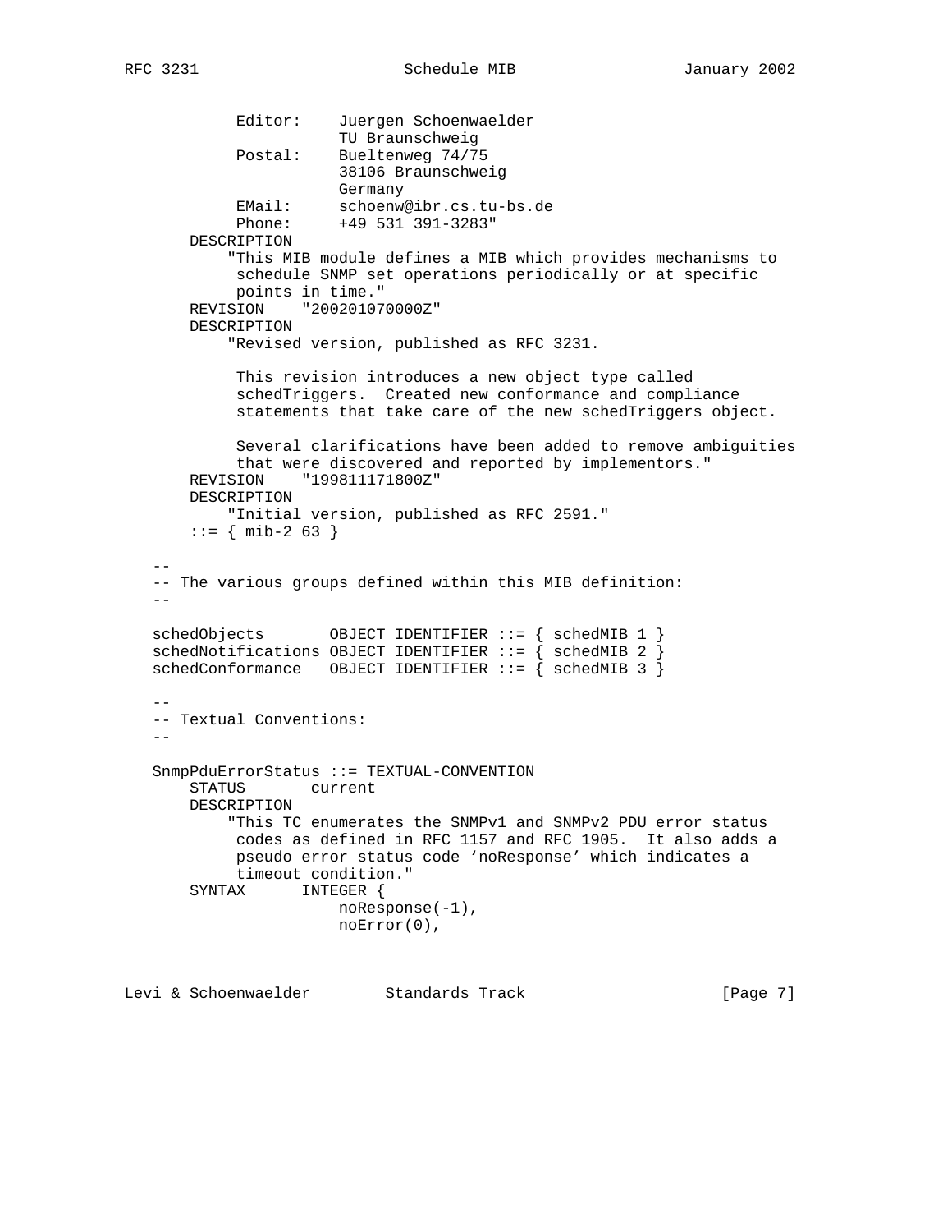```
            Editor:    Juergen Schoenwaelder
                       TU Braunschweig
            Postal:    Bueltenweg 74/75
                       38106 Braunschweig
                       Germany
            EMail:     schoenw@ibr.cs.tu-bs.de
            Phone:     +49 531 391-3283"
       DESCRIPTION
           "This MIB module defines a MIB which provides mechanisms to
            schedule SNMP set operations periodically or at specific
            points in time."
       REVISION    "200201070000Z"
       DESCRIPTION
           "Revised version, published as RFC 3231.

            This revision introduces a new object type called
            schedTriggers.  Created new conformance and compliance
            statements that take care of the new schedTriggers object.

            Several clarifications have been added to remove ambiguities
            that were discovered and reported by implementors."
       REVISION    "199811171800Z"
       DESCRIPTION
           "Initial version, published as RFC 2591."
       ::= { mib-2 63 }

   --
   -- The various groups defined within this MIB definition:
   --

   schedObjects       OBJECT IDENTIFIER ::= { schedMIB 1 }
   schedNotifications OBJECT IDENTIFIER ::= { schedMIB 2 }
   schedConformance   OBJECT IDENTIFIER ::= { schedMIB 3 }

   --
   -- Textual Conventions:
   --

   SnmpPduErrorStatus ::= TEXTUAL-CONVENTION
       STATUS       current
       DESCRIPTION
           "This TC enumerates the SNMPv1 and SNMPv2 PDU error status
            codes as defined in RFC 1157 and RFC 1905.  It also adds a
            pseudo error status code 'noResponse' which indicates a
            timeout condition."
       SYNTAX      INTEGER {
                       noResponse(-1),
                       noError(0),
```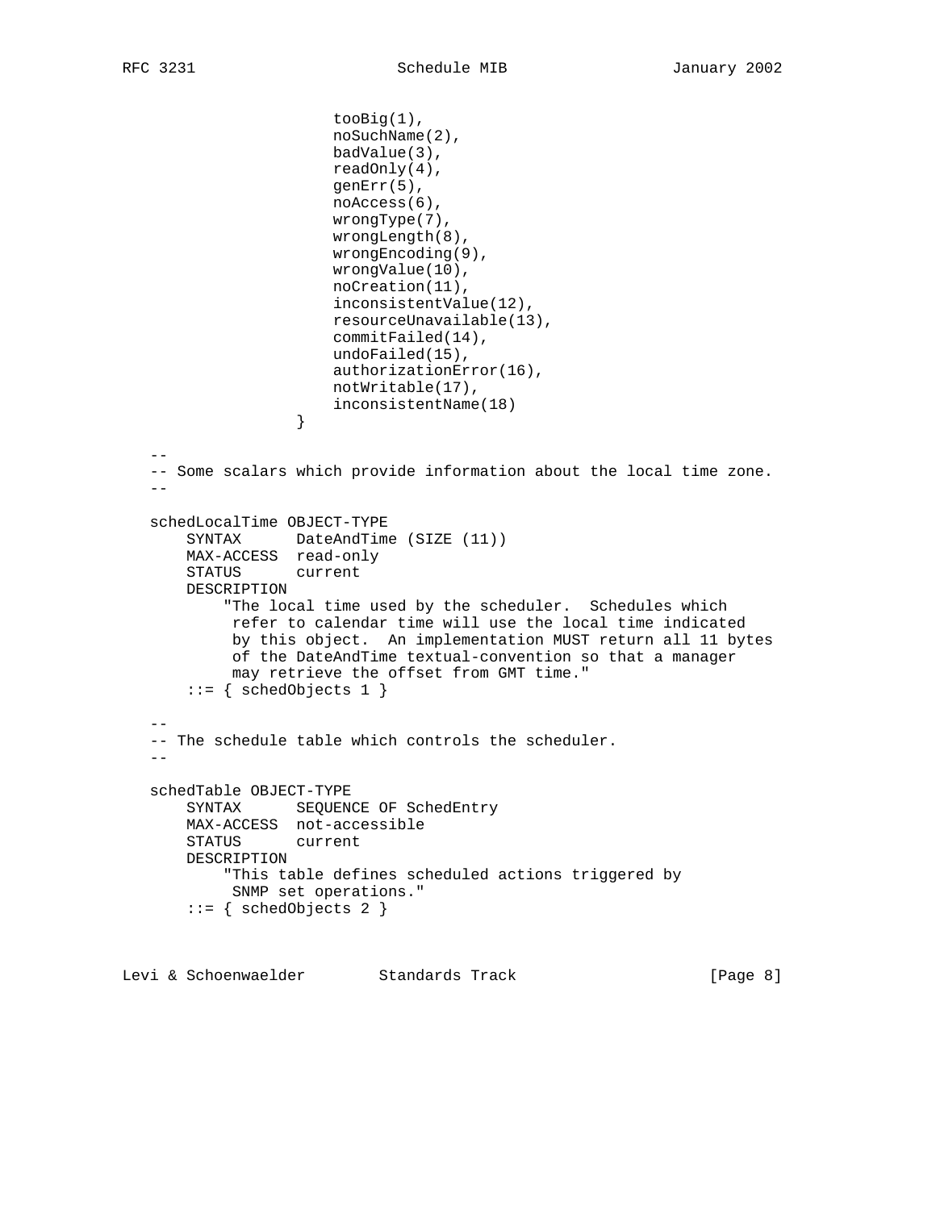```
                     tooBig(1),
                     noSuchName(2),
                     badValue(3),
                     readOnly(4),
                     genErr(5),
                     noAccess(6),
                     wrongType(7),
                     wrongLength(8),
                     wrongEncoding(9),
                     wrongValue(10),
                     noCreation(11),
                     inconsistentValue(12),
                     resourceUnavailable(13),
                     commitFailed(14),
                     undoFailed(15),
                     authorizationError(16),
                     notWritable(17),
                     inconsistentName(18)
                 }

   --
   -- Some scalars which provide information about the local time zone.
   --

   schedLocalTime OBJECT-TYPE
       SYNTAX      DateAndTime (SIZE (11))
       MAX-ACCESS  read-only
       STATUS      current
       DESCRIPTION
           "The local time used by the scheduler.  Schedules which
            refer to calendar time will use the local time indicated
            by this object.  An implementation MUST return all 11 bytes
            of the DateAndTime textual-convention so that a manager
            may retrieve the offset from GMT time."
       ::= { schedObjects 1 }

   --
   -- The schedule table which controls the scheduler.
   --

   schedTable OBJECT-TYPE
       SYNTAX      SEQUENCE OF SchedEntry
       MAX-ACCESS  not-accessible
       STATUS      current
       DESCRIPTION
           "This table defines scheduled actions triggered by
            SNMP set operations."
       ::= { schedObjects 2 }
```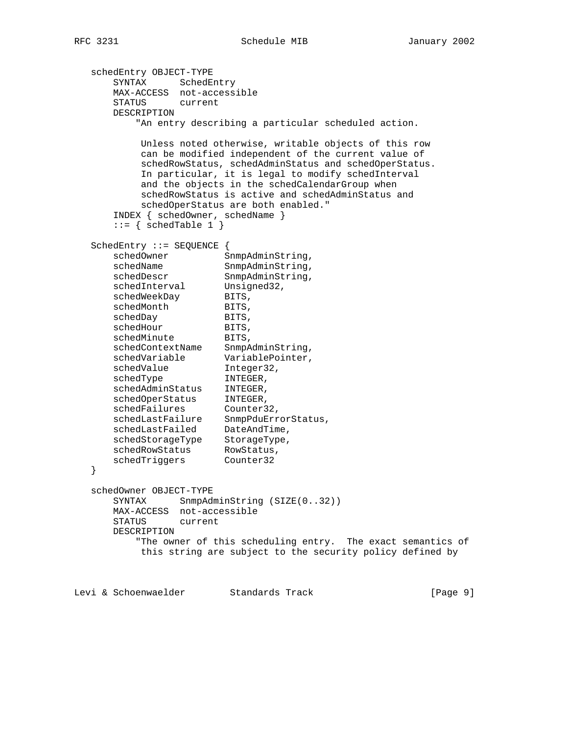```
   schedEntry OBJECT-TYPE
       SYNTAX      SchedEntry
       MAX-ACCESS  not-accessible
       STATUS      current
       DESCRIPTION
           "An entry describing a particular scheduled action.

            Unless noted otherwise, writable objects of this row
            can be modified independent of the current value of
            schedRowStatus, schedAdminStatus and schedOperStatus.
            In particular, it is legal to modify schedInterval
            and the objects in the schedCalendarGroup when
            schedRowStatus is active and schedAdminStatus and
            schedOperStatus are both enabled."
       INDEX { schedOwner, schedName }
       ::= { schedTable 1 }

   SchedEntry ::= SEQUENCE {
       schedOwner          SnmpAdminString,
       schedName           SnmpAdminString,
       schedDescr          SnmpAdminString,
       schedInterval       Unsigned32,
       schedWeekDay        BITS,
       schedMonth          BITS,
       schedDay            BITS,
       schedHour           BITS,
       schedMinute         BITS,
       schedContextName    SnmpAdminString,
       schedVariable       VariablePointer,
       schedValue          Integer32,
       schedType           INTEGER,
       schedAdminStatus    INTEGER,
       schedOperStatus     INTEGER,
       schedFailures       Counter32,
       schedLastFailure    SnmpPduErrorStatus,
       schedLastFailed     DateAndTime,
       schedStorageType    StorageType,
       schedRowStatus      RowStatus,
       schedTriggers       Counter32
   }

   schedOwner OBJECT-TYPE
       SYNTAX      SnmpAdminString (SIZE(0..32))
       MAX-ACCESS  not-accessible
       STATUS      current
       DESCRIPTION
           "The owner of this scheduling entry.  The exact semantics of
            this string are subject to the security policy defined by
```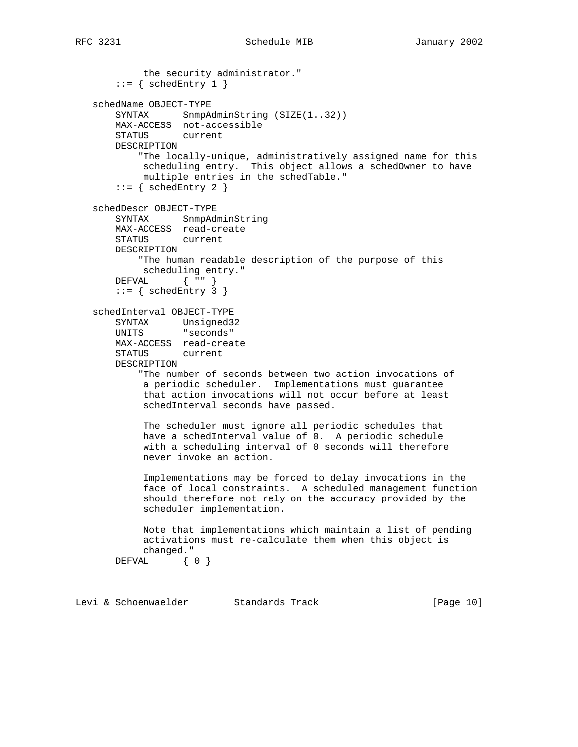```
           the security administrator."
       ::= { schedEntry 1 }

   schedName OBJECT-TYPE
       SYNTAX      SnmpAdminString (SIZE(1..32))
       MAX-ACCESS  not-accessible
       STATUS      current
       DESCRIPTION
           "The locally-unique, administratively assigned name for this
           scheduling entry.  This object allows a schedOwner to have
           multiple entries in the schedTable."
       ::= { schedEntry 2 }

   schedDescr OBJECT-TYPE
       SYNTAX      SnmpAdminString
       MAX-ACCESS  read-create
       STATUS      current
       DESCRIPTION
           "The human readable description of the purpose of this
           scheduling entry."
       DEFVAL      { "" }
       ::= { schedEntry 3 }

   schedInterval OBJECT-TYPE
       SYNTAX      Unsigned32
       UNITS       "seconds"
       MAX-ACCESS  read-create
       STATUS      current
       DESCRIPTION
           "The number of seconds between two action invocations of
           a periodic scheduler.  Implementations must guarantee
           that action invocations will not occur before at least
           schedInterval seconds have passed.

           The scheduler must ignore all periodic schedules that
           have a schedInterval value of 0.  A periodic schedule
           with a scheduling interval of 0 seconds will therefore
           never invoke an action.

           Implementations may be forced to delay invocations in the
           face of local constraints.  A scheduled management function
           should therefore not rely on the accuracy provided by the
           scheduler implementation.

           Note that implementations which maintain a list of pending
           activations must re-calculate them when this object is
           changed."
       DEFVAL      { 0 }
```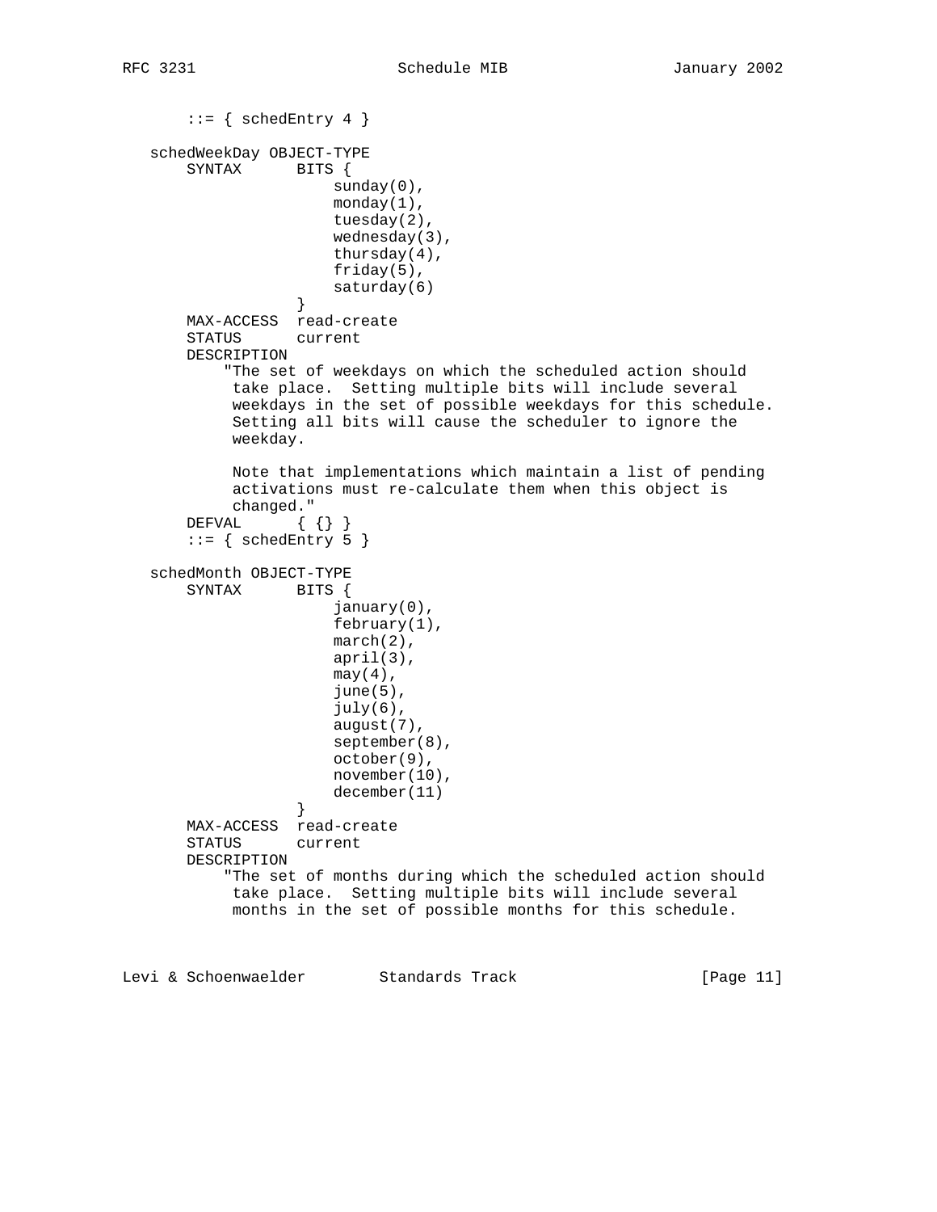```
       ::= { schedEntry 4 }

   schedWeekDay OBJECT-TYPE
       SYNTAX      BITS {
                       sunday(0),
                       monday(1),
                       tuesday(2),
                       wednesday(3),
                       thursday(4),
                       friday(5),
                       saturday(6)
                   }
       MAX-ACCESS  read-create
       STATUS      current
       DESCRIPTION
           "The set of weekdays on which the scheduled action should
            take place.  Setting multiple bits will include several
            weekdays in the set of possible weekdays for this schedule.
            Setting all bits will cause the scheduler to ignore the
            weekday.

            Note that implementations which maintain a list of pending
            activations must re-calculate them when this object is
            changed."
       DEFVAL      { {} }
       ::= { schedEntry 5 }

   schedMonth OBJECT-TYPE
       SYNTAX      BITS {
                       january(0),
                       february(1),
                       march(2),
                       april(3),
                       may(4),
                       june(5),
                       july(6),
                       august(7),
                       september(8),
                       october(9),
                       november(10),
                       december(11)
                   }
       MAX-ACCESS  read-create
       STATUS      current
       DESCRIPTION
           "The set of months during which the scheduled action should
            take place.  Setting multiple bits will include several
            months in the set of possible months for this schedule.
```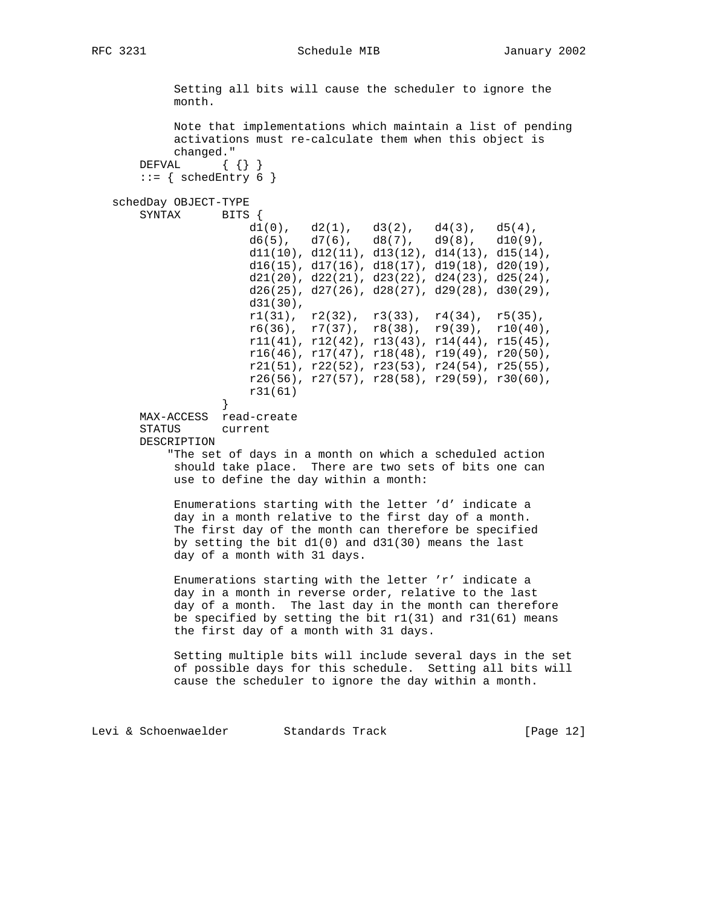```
           Setting all bits will cause the scheduler to ignore the
           month.

           Note that implementations which maintain a list of pending
           activations must re-calculate them when this object is
           changed."
       DEFVAL      { {} }
       ::= { schedEntry 6 }

   schedDay OBJECT-TYPE
       SYNTAX      BITS {
                       d1(0),   d2(1),   d3(2),   d4(3),   d5(4),
                       d6(5),   d7(6),   d8(7),   d9(8),   d10(9),
                       d11(10), d12(11), d13(12), d14(13), d15(14),
                       d16(15), d17(16), d18(17), d19(18), d20(19),
                       d21(20), d22(21), d23(22), d24(23), d25(24),
                       d26(25), d27(26), d28(27), d29(28), d30(29),
                       d31(30),
                       r1(31),  r2(32),  r3(33),  r4(34),  r5(35),
                       r6(36),  r7(37),  r8(38),  r9(39),  r10(40),
                       r11(41), r12(42), r13(43), r14(44), r15(45),
                       r16(46), r17(47), r18(48), r19(49), r20(50),
                       r21(51), r22(52), r23(53), r24(54), r25(55),
                       r26(56), r27(57), r28(58), r29(59), r30(60),
                       r31(61)
                   }
       MAX-ACCESS  read-create
       STATUS      current
       DESCRIPTION
          "The set of days in a month on which a scheduled action
           should take place.  There are two sets of bits one can
           use to define the day within a month:

           Enumerations starting with the letter 'd' indicate a
           day in a month relative to the first day of a month.
           The first day of the month can therefore be specified
           by setting the bit d1(0) and d31(30) means the last
           day of a month with 31 days.

           Enumerations starting with the letter 'r' indicate a
           day in a month in reverse order, relative to the last
           day of a month.  The last day in the month can therefore
           be specified by setting the bit r1(31) and r31(61) means
           the first day of a month with 31 days.

           Setting multiple bits will include several days in the set
           of possible days for this schedule.  Setting all bits will
           cause the scheduler to ignore the day within a month.
```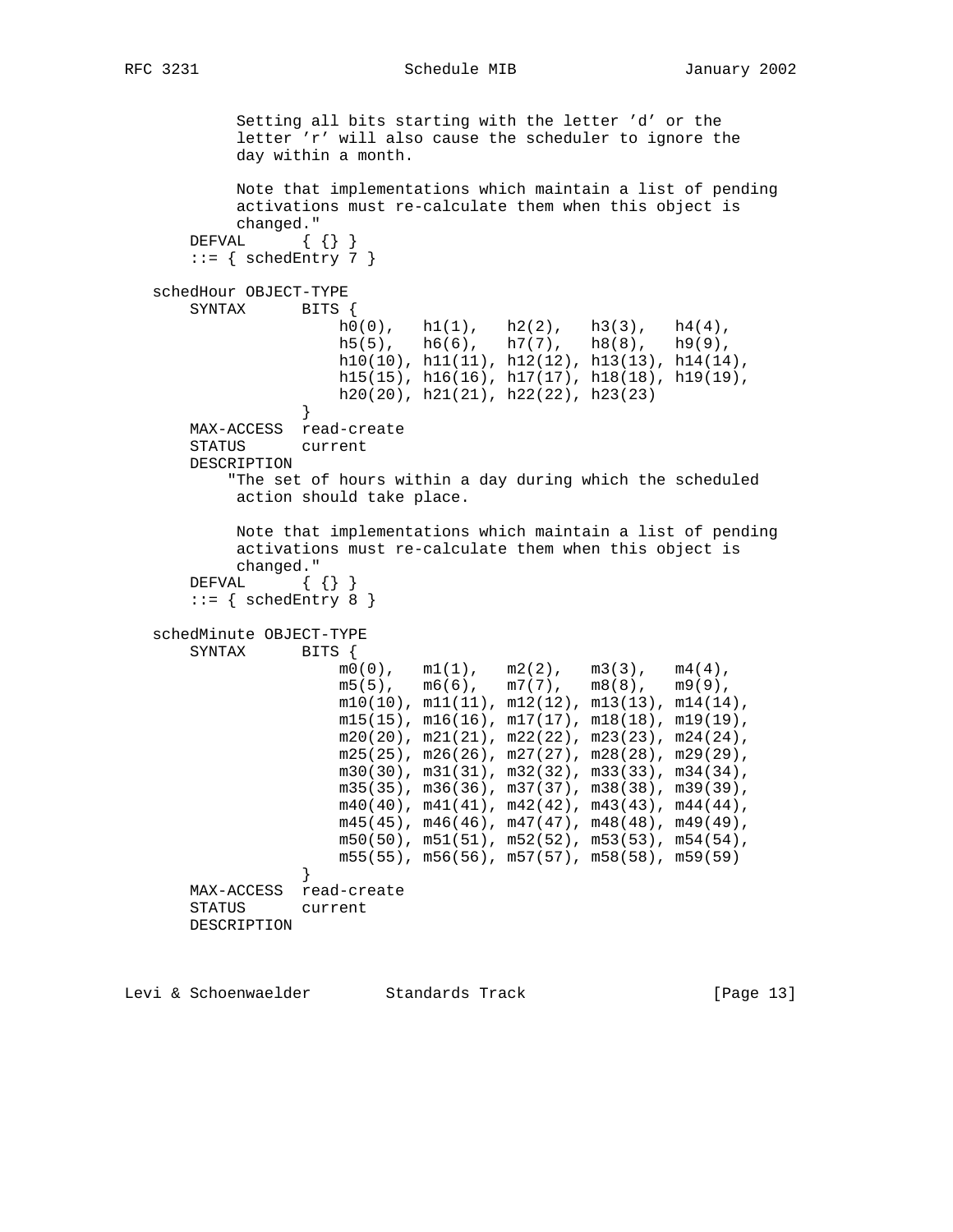```
           Setting all bits starting with the letter 'd' or the
           letter 'r' will also cause the scheduler to ignore the
           day within a month.

           Note that implementations which maintain a list of pending
           activations must re-calculate them when this object is
           changed."
       DEFVAL      { {} }
       ::= { schedEntry 7 }

   schedHour OBJECT-TYPE
       SYNTAX      BITS {
                       h0(0),   h1(1),   h2(2),   h3(3),   h4(4),
                       h5(5),   h6(6),   h7(7),   h8(8),   h9(9),
                       h10(10), h11(11), h12(12), h13(13), h14(14),
                       h15(15), h16(16), h17(17), h18(18), h19(19),
                       h20(20), h21(21), h22(22), h23(23)
                   }
       MAX-ACCESS  read-create
       STATUS      current
       DESCRIPTION
          "The set of hours within a day during which the scheduled
           action should take place.

           Note that implementations which maintain a list of pending
           activations must re-calculate them when this object is
           changed."
       DEFVAL      { {} }
       ::= { schedEntry 8 }

   schedMinute OBJECT-TYPE
       SYNTAX      BITS {
                       m0(0),   m1(1),   m2(2),   m3(3),   m4(4),
                       m5(5),   m6(6),   m7(7),   m8(8),   m9(9),
                       m10(10), m11(11), m12(12), m13(13), m14(14),
                       m15(15), m16(16), m17(17), m18(18), m19(19),
                       m20(20), m21(21), m22(22), m23(23), m24(24),
                       m25(25), m26(26), m27(27), m28(28), m29(29),
                       m30(30), m31(31), m32(32), m33(33), m34(34),
                       m35(35), m36(36), m37(37), m38(38), m39(39),
                       m40(40), m41(41), m42(42), m43(43), m44(44),
                       m45(45), m46(46), m47(47), m48(48), m49(49),
                       m50(50), m51(51), m52(52), m53(53), m54(54),
                       m55(55), m56(56), m57(57), m58(58), m59(59)
                   }
       MAX-ACCESS  read-create
       STATUS      current
       DESCRIPTION
```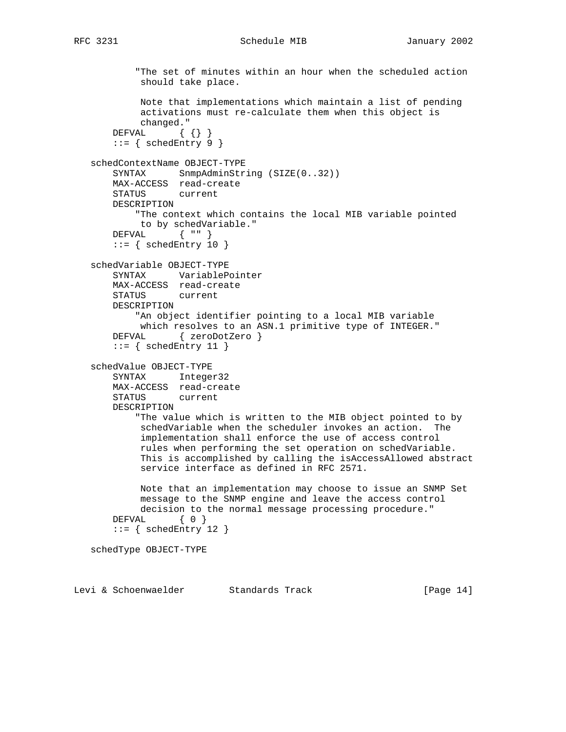```
           "The set of minutes within an hour when the scheduled action
            should take place.

            Note that implementations which maintain a list of pending
            activations must re-calculate them when this object is
            changed."
       DEFVAL      { {} }
       ::= { schedEntry 9 }

   schedContextName OBJECT-TYPE
       SYNTAX      SnmpAdminString (SIZE(0..32))
       MAX-ACCESS  read-create
       STATUS      current
       DESCRIPTION
           "The context which contains the local MIB variable pointed
            to by schedVariable."
       DEFVAL      { "" }
       ::= { schedEntry 10 }

   schedVariable OBJECT-TYPE
       SYNTAX      VariablePointer
       MAX-ACCESS  read-create
       STATUS      current
       DESCRIPTION
           "An object identifier pointing to a local MIB variable
            which resolves to an ASN.1 primitive type of INTEGER."
       DEFVAL      { zeroDotZero }
       ::= { schedEntry 11 }

   schedValue OBJECT-TYPE
       SYNTAX      Integer32
       MAX-ACCESS  read-create
       STATUS      current
       DESCRIPTION
           "The value which is written to the MIB object pointed to by
            schedVariable when the scheduler invokes an action.  The
            implementation shall enforce the use of access control
            rules when performing the set operation on schedVariable.
            This is accomplished by calling the isAccessAllowed abstract
            service interface as defined in RFC 2571.

            Note that an implementation may choose to issue an SNMP Set
            message to the SNMP engine and leave the access control
            decision to the normal message processing procedure."
       DEFVAL      { 0 }
       ::= { schedEntry 12 }

   schedType OBJECT-TYPE
```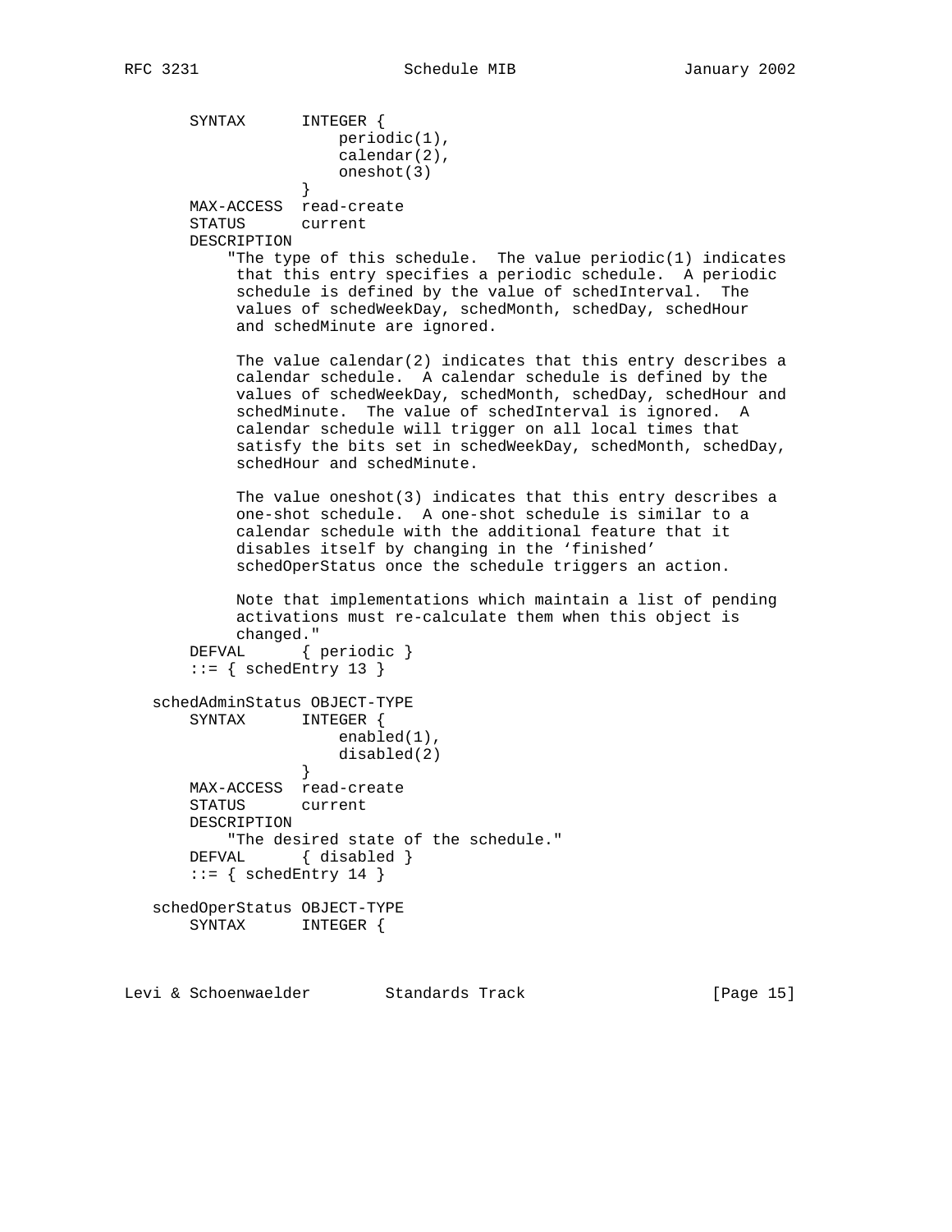```
       SYNTAX      INTEGER {
                       periodic(1),
                       calendar(2),
                       oneshot(3)
                   }
       MAX-ACCESS  read-create
       STATUS      current
       DESCRIPTION
           "The type of this schedule.  The value periodic(1) indicates
            that this entry specifies a periodic schedule.  A periodic
            schedule is defined by the value of schedInterval.  The
            values of schedWeekDay, schedMonth, schedDay, schedHour
            and schedMinute are ignored.

            The value calendar(2) indicates that this entry describes a
            calendar schedule.  A calendar schedule is defined by the
            values of schedWeekDay, schedMonth, schedDay, schedHour and
            schedMinute.  The value of schedInterval is ignored.  A
            calendar schedule will trigger on all local times that
            satisfy the bits set in schedWeekDay, schedMonth, schedDay,
            schedHour and schedMinute.

            The value oneshot(3) indicates that this entry describes a
            one-shot schedule.  A one-shot schedule is similar to a
            calendar schedule with the additional feature that it
            disables itself by changing in the `finished'
            schedOperStatus once the schedule triggers an action.

            Note that implementations which maintain a list of pending
            activations must re-calculate them when this object is
            changed."
       DEFVAL      { periodic }
       ::= { schedEntry 13 }

   schedAdminStatus OBJECT-TYPE
       SYNTAX      INTEGER {
                       enabled(1),
                       disabled(2)
                   }
       MAX-ACCESS  read-create
       STATUS      current
       DESCRIPTION
           "The desired state of the schedule."
       DEFVAL      { disabled }
       ::= { schedEntry 14 }

   schedOperStatus OBJECT-TYPE
       SYNTAX      INTEGER {
```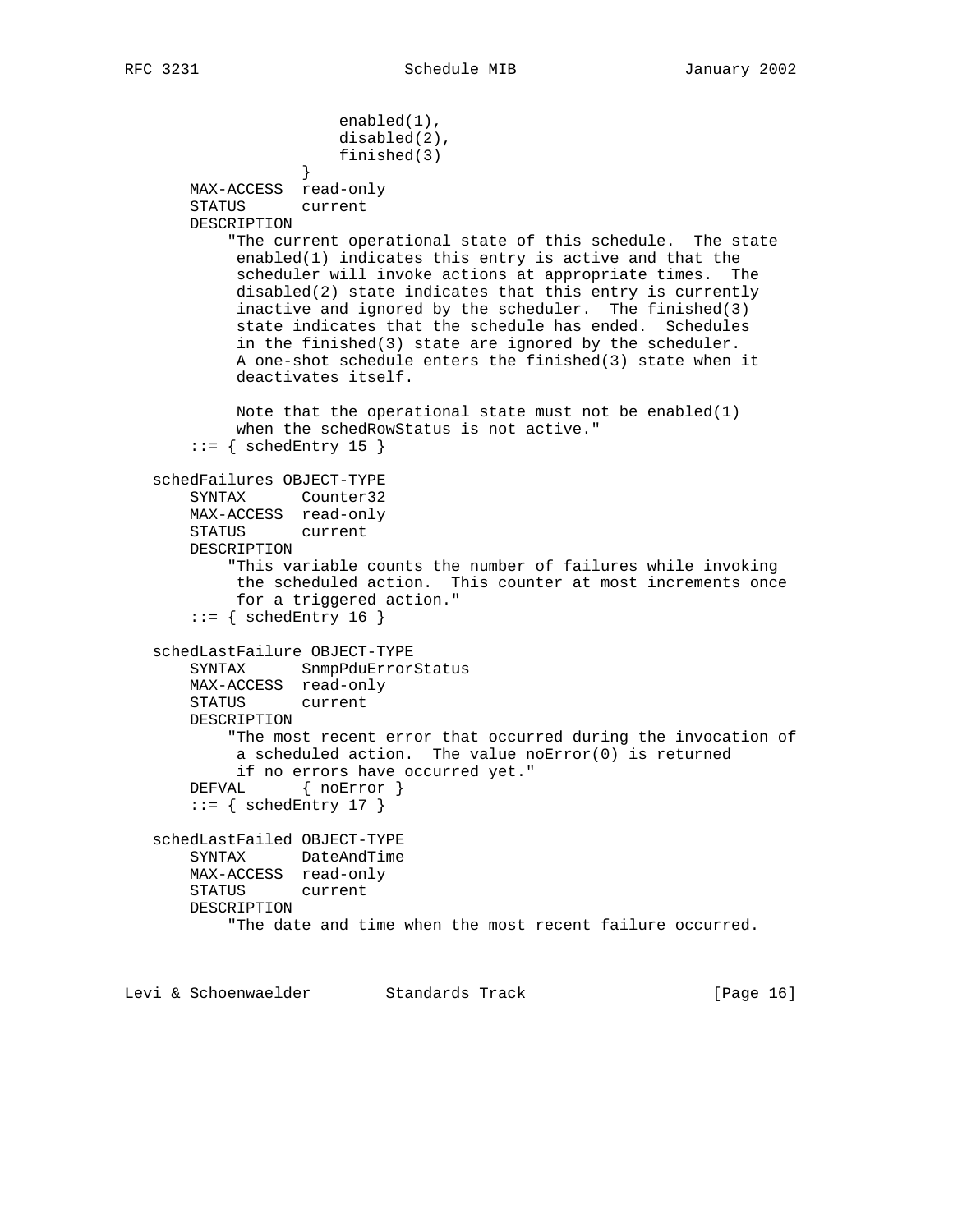```
                       enabled(1),
                       disabled(2),
                       finished(3)
                   }
       MAX-ACCESS  read-only
       STATUS      current
       DESCRIPTION
           "The current operational state of this schedule.  The state
            enabled(1) indicates this entry is active and that the
            scheduler will invoke actions at appropriate times.  The
            disabled(2) state indicates that this entry is currently
            inactive and ignored by the scheduler.  The finished(3)
            state indicates that the schedule has ended.  Schedules
            in the finished(3) state are ignored by the scheduler.
            A one-shot schedule enters the finished(3) state when it
            deactivates itself.

            Note that the operational state must not be enabled(1)
            when the schedRowStatus is not active."
       ::= { schedEntry 15 }

   schedFailures OBJECT-TYPE
       SYNTAX      Counter32
       MAX-ACCESS  read-only
       STATUS      current
       DESCRIPTION
           "This variable counts the number of failures while invoking
            the scheduled action.  This counter at most increments once
            for a triggered action."
       ::= { schedEntry 16 }

   schedLastFailure OBJECT-TYPE
       SYNTAX      SnmpPduErrorStatus
       MAX-ACCESS  read-only
       STATUS      current
       DESCRIPTION
           "The most recent error that occurred during the invocation of
            a scheduled action.  The value noError(0) is returned
            if no errors have occurred yet."
       DEFVAL      { noError }
       ::= { schedEntry 17 }

   schedLastFailed OBJECT-TYPE
       SYNTAX      DateAndTime
       MAX-ACCESS  read-only
       STATUS      current
       DESCRIPTION
           "The date and time when the most recent failure occurred.
```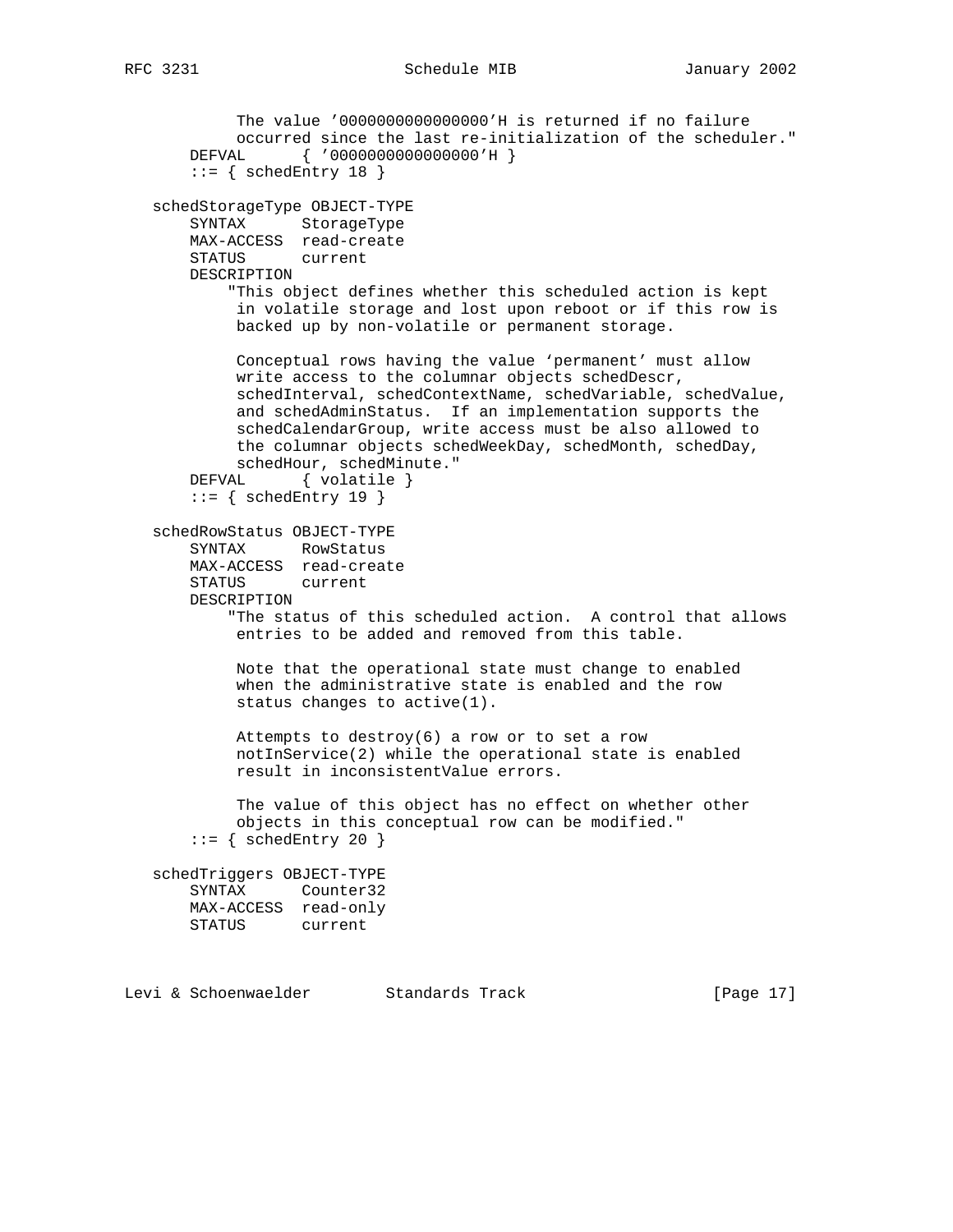```
           The value '0000000000000000'H is returned if no failure
           occurred since the last re-initialization of the scheduler."
       DEFVAL      { '0000000000000000'H }
       ::= { schedEntry 18 }

   schedStorageType OBJECT-TYPE
       SYNTAX      StorageType
       MAX-ACCESS  read-create
       STATUS      current
       DESCRIPTION
          "This object defines whether this scheduled action is kept
           in volatile storage and lost upon reboot or if this row is
           backed up by non-volatile or permanent storage.

           Conceptual rows having the value 'permanent' must allow
           write access to the columnar objects schedDescr,
           schedInterval, schedContextName, schedVariable, schedValue,
           and schedAdminStatus.  If an implementation supports the
           schedCalendarGroup, write access must be also allowed to
           the columnar objects schedWeekDay, schedMonth, schedDay,
           schedHour, schedMinute."
       DEFVAL      { volatile }
       ::= { schedEntry 19 }

   schedRowStatus OBJECT-TYPE
       SYNTAX      RowStatus
       MAX-ACCESS  read-create
       STATUS      current
       DESCRIPTION
          "The status of this scheduled action.  A control that allows
           entries to be added and removed from this table.

           Note that the operational state must change to enabled
           when the administrative state is enabled and the row
           status changes to active(1).

           Attempts to destroy(6) a row or to set a row
           notInService(2) while the operational state is enabled
           result in inconsistentValue errors.

           The value of this object has no effect on whether other
           objects in this conceptual row can be modified."
       ::= { schedEntry 20 }

   schedTriggers OBJECT-TYPE
       SYNTAX      Counter32
       MAX-ACCESS  read-only
       STATUS      current
```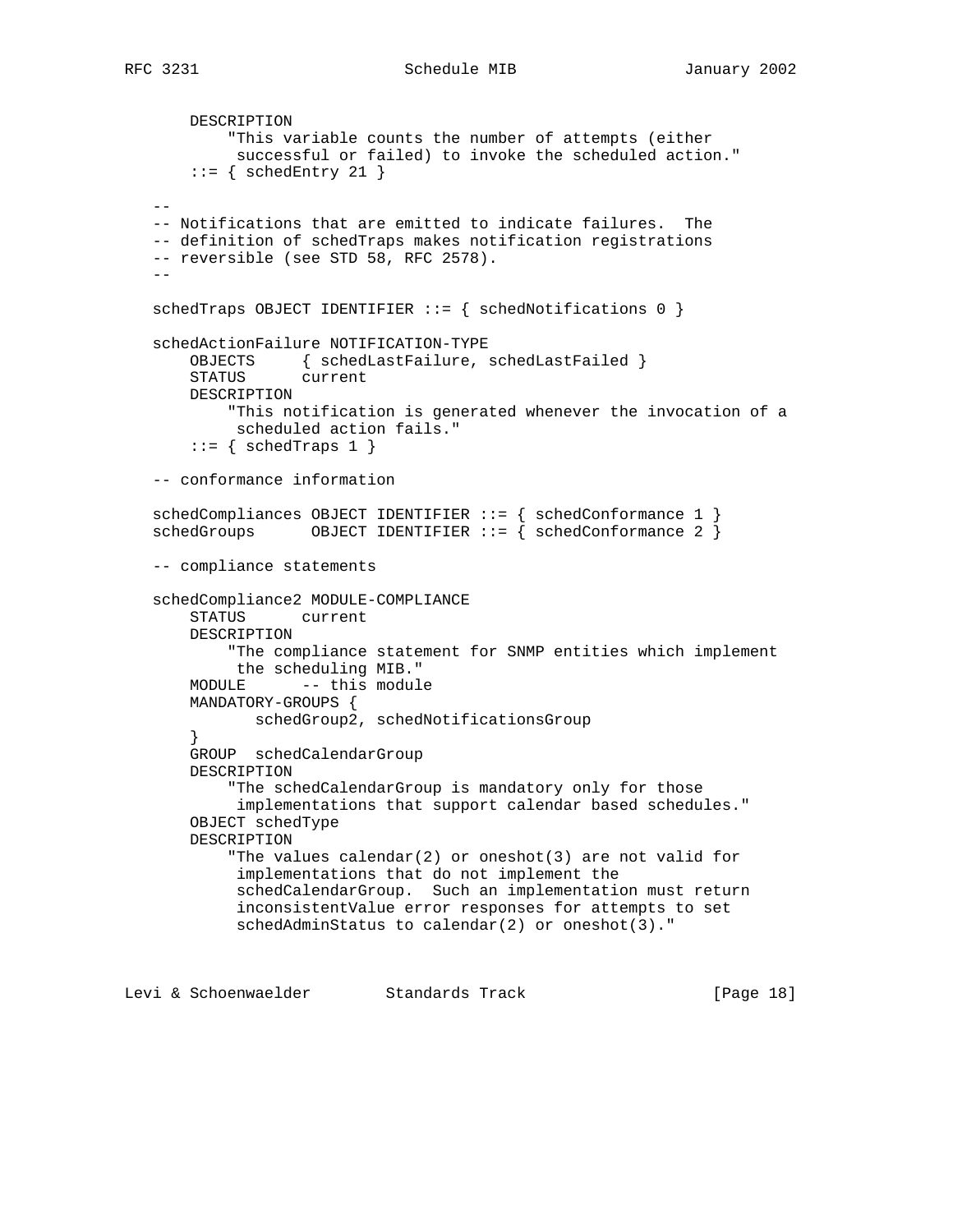```
       DESCRIPTION
           "This variable counts the number of attempts (either
            successful or failed) to invoke the scheduled action."
       ::= { schedEntry 21 }

   --
   -- Notifications that are emitted to indicate failures.  The
   -- definition of schedTraps makes notification registrations
   -- reversible (see STD 58, RFC 2578).
   --

   schedTraps OBJECT IDENTIFIER ::= { schedNotifications 0 }

   schedActionFailure NOTIFICATION-TYPE
       OBJECTS     { schedLastFailure, schedLastFailed }
       STATUS      current
       DESCRIPTION
           "This notification is generated whenever the invocation of a
            scheduled action fails."
       ::= { schedTraps 1 }

   -- conformance information

   schedCompliances OBJECT IDENTIFIER ::= { schedConformance 1 }
   schedGroups      OBJECT IDENTIFIER ::= { schedConformance 2 }

   -- compliance statements

   schedCompliance2 MODULE-COMPLIANCE
       STATUS      current
       DESCRIPTION
           "The compliance statement for SNMP entities which implement
            the scheduling MIB."
       MODULE      -- this module
       MANDATORY-GROUPS {
              schedGroup2, schedNotificationsGroup
       }
       GROUP  schedCalendarGroup
       DESCRIPTION
           "The schedCalendarGroup is mandatory only for those
            implementations that support calendar based schedules."
       OBJECT schedType
       DESCRIPTION
           "The values calendar(2) or oneshot(3) are not valid for
            implementations that do not implement the
            schedCalendarGroup.  Such an implementation must return
            inconsistentValue error responses for attempts to set
            schedAdminStatus to calendar(2) or oneshot(3)."
```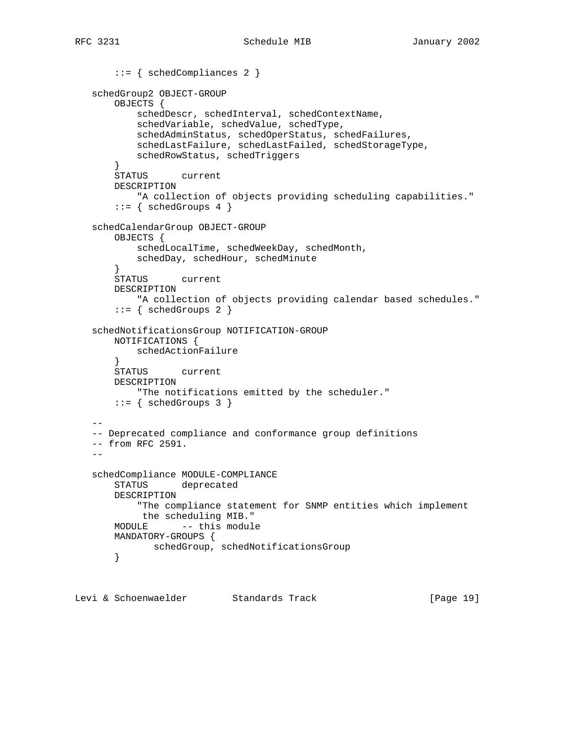```
       ::= { schedCompliances 2 }

   schedGroup2 OBJECT-GROUP
       OBJECTS {
           schedDescr, schedInterval, schedContextName,
           schedVariable, schedValue, schedType,
           schedAdminStatus, schedOperStatus, schedFailures,
           schedLastFailure, schedLastFailed, schedStorageType,
           schedRowStatus, schedTriggers
       }
       STATUS      current
       DESCRIPTION
           "A collection of objects providing scheduling capabilities."
       ::= { schedGroups 4 }

   schedCalendarGroup OBJECT-GROUP
       OBJECTS {
           schedLocalTime, schedWeekDay, schedMonth,
           schedDay, schedHour, schedMinute
       }
       STATUS      current
       DESCRIPTION
           "A collection of objects providing calendar based schedules."
       ::= { schedGroups 2 }

   schedNotificationsGroup NOTIFICATION-GROUP
       NOTIFICATIONS {
           schedActionFailure
       }
       STATUS      current
       DESCRIPTION
           "The notifications emitted by the scheduler."
       ::= { schedGroups 3 }

   --
   -- Deprecated compliance and conformance group definitions
   -- from RFC 2591.
   --

   schedCompliance MODULE-COMPLIANCE
       STATUS      deprecated
       DESCRIPTION
           "The compliance statement for SNMP entities which implement
            the scheduling MIB."
       MODULE      -- this module
       MANDATORY-GROUPS {
              schedGroup, schedNotificationsGroup
       }
```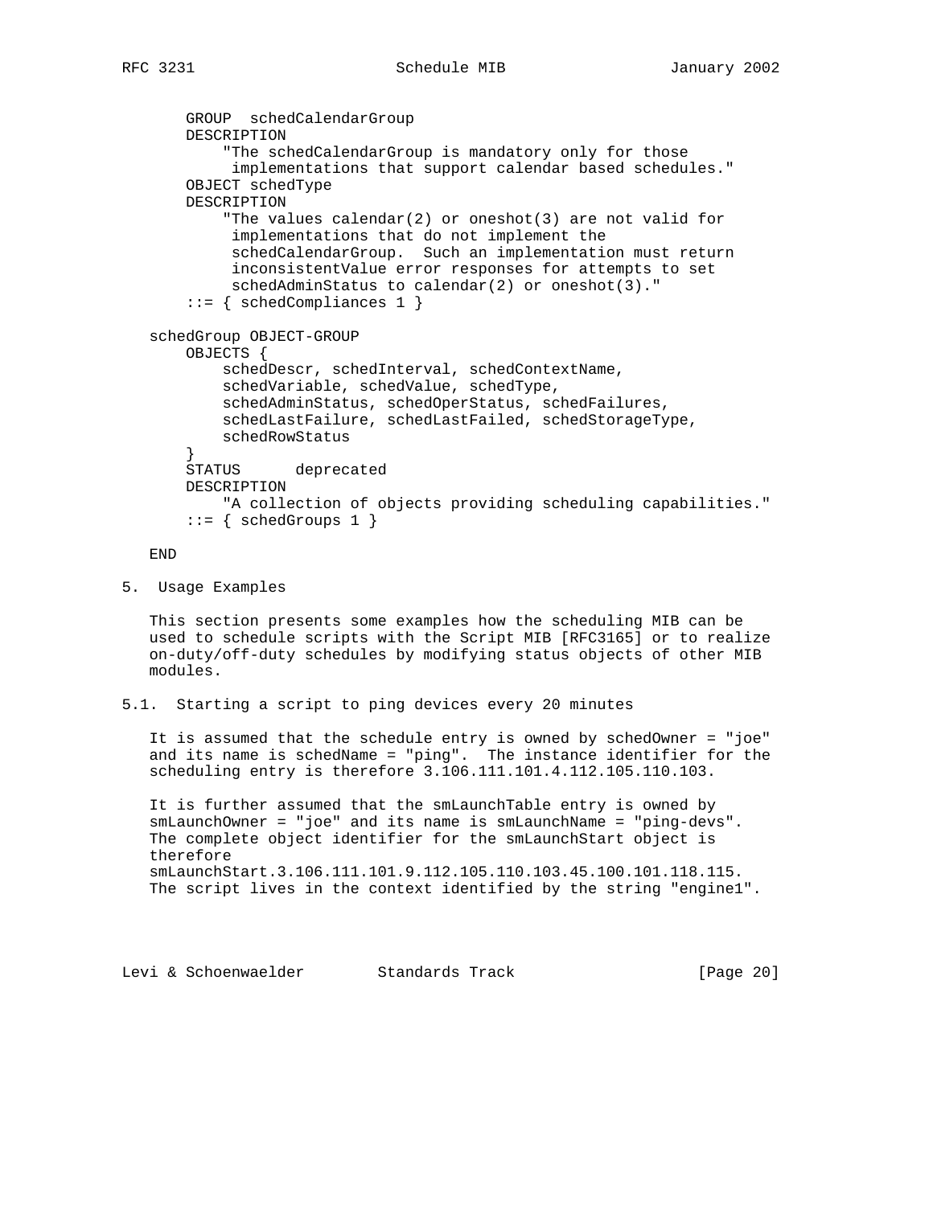```
        GROUP  schedCalendarGroup
        DESCRIPTION
            "The schedCalendarGroup is mandatory only for those
             implementations that support calendar based schedules."
        OBJECT schedType
        DESCRIPTION
            "The values calendar(2) or oneshot(3) are not valid for
             implementations that do not implement the
             schedCalendarGroup.  Such an implementation must return
             inconsistentValue error responses for attempts to set
             schedAdminStatus to calendar(2) or oneshot(3)."
        ::= { schedCompliances 1 }

    schedGroup OBJECT-GROUP
        OBJECTS {
            schedDescr, schedInterval, schedContextName,
            schedVariable, schedValue, schedType,
            schedAdminStatus, schedOperStatus, schedFailures,
            schedLastFailure, schedLastFailed, schedStorageType,
            schedRowStatus
        }
        STATUS      deprecated
        DESCRIPTION
            "A collection of objects providing scheduling capabilities."
        ::= { schedGroups 1 }

    END
```

## 5. Usage Examples

This section presents some examples how the scheduling MIB can be used to schedule scripts with the Script MIB [RFC3165] or to realize on-duty/off-duty schedules by modifying status objects of other MIB modules.

### 5.1. Starting a script to ping devices every 20 minutes

It is assumed that the schedule entry is owned by schedOwner = "joe" and its name is schedName = "ping". The instance identifier for the scheduling entry is therefore 3.106.111.101.4.112.105.110.103.

It is further assumed that the smLaunchTable entry is owned by smLaunchOwner = "joe" and its name is smLaunchName = "ping-devs". The complete object identifier for the smLaunchStart object is therefore smLaunchStart.3.106.111.101.9.112.105.110.103.45.100.101.118.115. The script lives in the context identified by the string "engine1".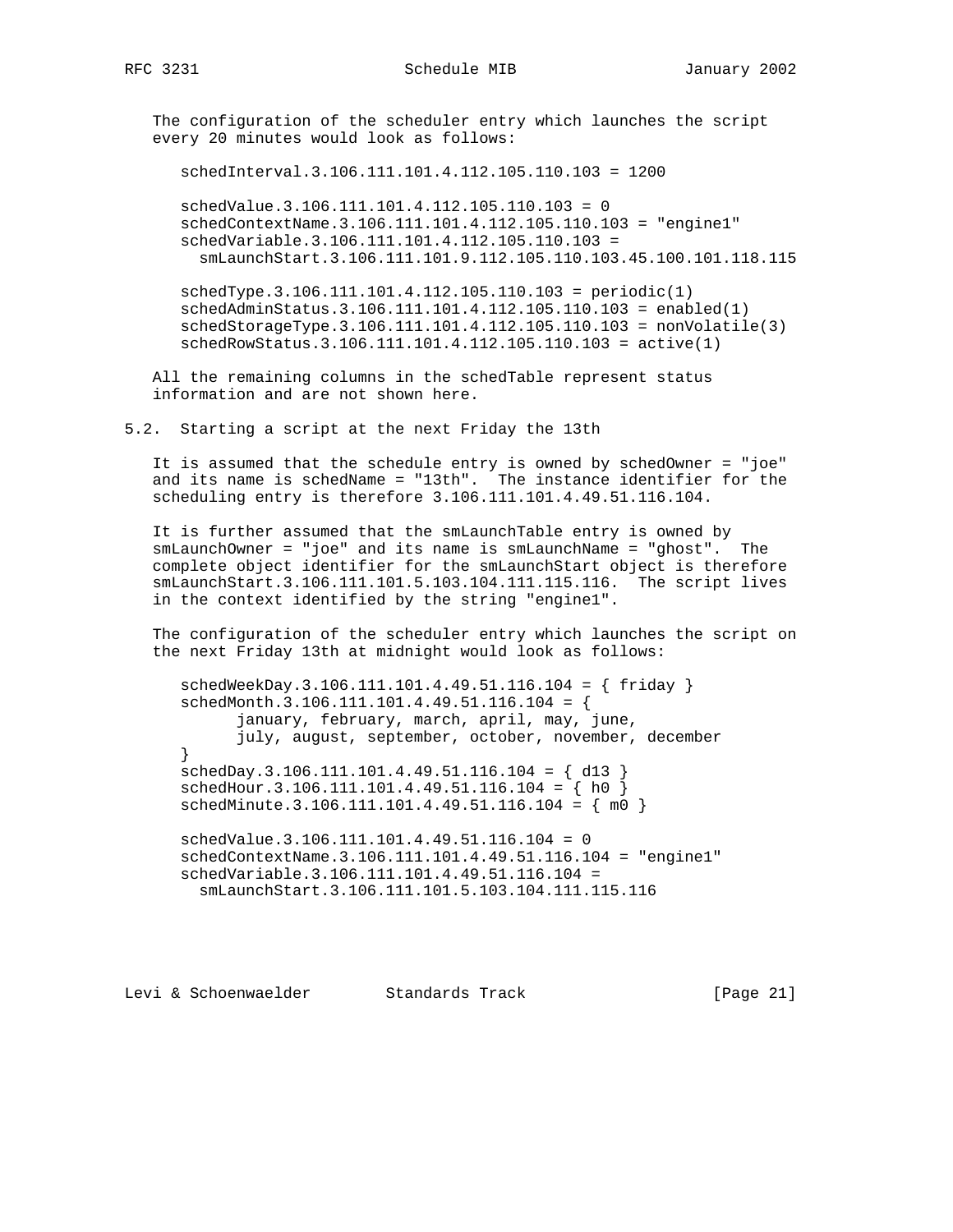The configuration of the scheduler entry which launches the script every 20 minutes would look as follows:

```
schedInterval.3.106.111.101.4.112.105.110.103 = 1200

schedValue.3.106.111.101.4.112.105.110.103 = 0
schedContextName.3.106.111.101.4.112.105.110.103 = "engine1"
schedVariable.3.106.111.101.4.112.105.110.103 =
  smLaunchStart.3.106.111.101.9.112.105.110.103.45.100.101.118.115

schedType.3.106.111.101.4.112.105.110.103 = periodic(1)
schedAdminStatus.3.106.111.101.4.112.105.110.103 = enabled(1)
schedStorageType.3.106.111.101.4.112.105.110.103 = nonVolatile(3)
schedRowStatus.3.106.111.101.4.112.105.110.103 = active(1)
```

All the remaining columns in the schedTable represent status information and are not shown here.

## 5.2. Starting a script at the next Friday the 13th

It is assumed that the schedule entry is owned by schedOwner = "joe" and its name is schedName = "13th". The instance identifier for the scheduling entry is therefore 3.106.111.101.4.49.51.116.104.

It is further assumed that the smLaunchTable entry is owned by smLaunchOwner = "joe" and its name is smLaunchName = "ghost". The complete object identifier for the smLaunchStart object is therefore smLaunchStart.3.106.111.101.5.103.104.111.115.116. The script lives in the context identified by the string "engine1".

The configuration of the scheduler entry which launches the script on the next Friday 13th at midnight would look as follows:

```
schedWeekDay.3.106.111.101.4.49.51.116.104 = { friday }
schedMonth.3.106.111.101.4.49.51.116.104 = {
      january, february, march, april, may, june,
      july, august, september, october, november, december
}
schedDay.3.106.111.101.4.49.51.116.104 = { d13 }
schedHour.3.106.111.101.4.49.51.116.104 = { h0 }
schedMinute.3.106.111.101.4.49.51.116.104 = { m0 }

schedValue.3.106.111.101.4.49.51.116.104 = 0
schedContextName.3.106.111.101.4.49.51.116.104 = "engine1"
schedVariable.3.106.111.101.4.49.51.116.104 =
  smLaunchStart.3.106.111.101.5.103.104.111.115.116
```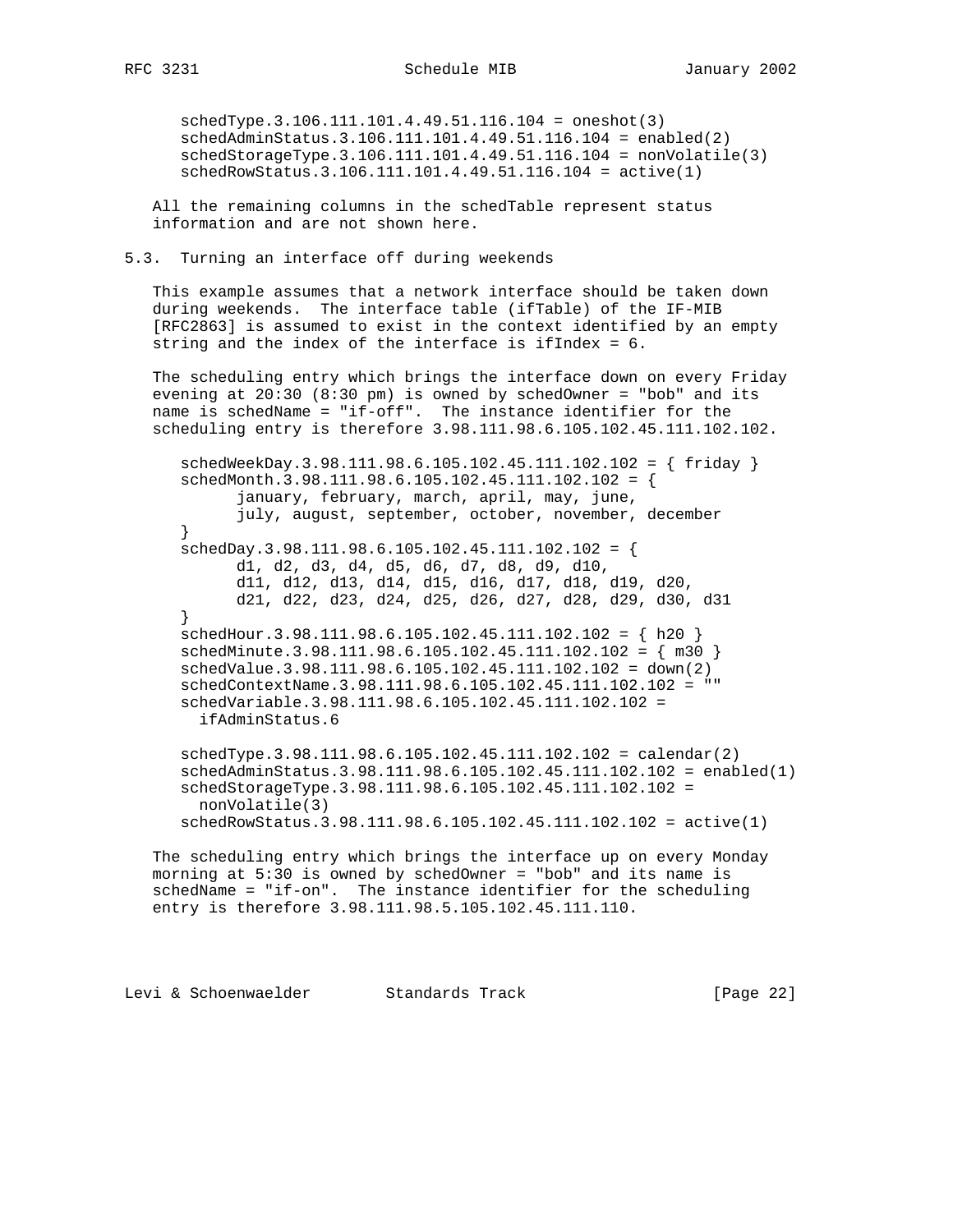```
schedType.3.106.111.101.4.49.51.116.104 = oneshot(3)
schedAdminStatus.3.106.111.101.4.49.51.116.104 = enabled(2)
schedStorageType.3.106.111.101.4.49.51.116.104 = nonVolatile(3)
schedRowStatus.3.106.111.101.4.49.51.116.104 = active(1)
```

All the remaining columns in the schedTable represent status information and are not shown here.

## 5.3. Turning an interface off during weekends

This example assumes that a network interface should be taken down during weekends. The interface table (ifTable) of the IF-MIB [RFC2863] is assumed to exist in the context identified by an empty string and the index of the interface is ifIndex = 6.

The scheduling entry which brings the interface down on every Friday evening at 20:30 (8:30 pm) is owned by schedOwner = "bob" and its name is schedName = "if-off". The instance identifier for the scheduling entry is therefore 3.98.111.98.6.105.102.45.111.102.102.

```
schedWeekDay.3.98.111.98.6.105.102.45.111.102.102 = { friday }
schedMonth.3.98.111.98.6.105.102.45.111.102.102 = {
      january, february, march, april, may, june,
      july, august, september, october, november, december
}
schedDay.3.98.111.98.6.105.102.45.111.102.102 = {
      d1, d2, d3, d4, d5, d6, d7, d8, d9, d10,
      d11, d12, d13, d14, d15, d16, d17, d18, d19, d20,
      d21, d22, d23, d24, d25, d26, d27, d28, d29, d30, d31
}
schedHour.3.98.111.98.6.105.102.45.111.102.102 = { h20 }
schedMinute.3.98.111.98.6.105.102.45.111.102.102 = { m30 }
schedValue.3.98.111.98.6.105.102.45.111.102.102 = down(2)
schedContextName.3.98.111.98.6.105.102.45.111.102.102 = ""
schedVariable.3.98.111.98.6.105.102.45.111.102.102 =
  ifAdminStatus.6

schedType.3.98.111.98.6.105.102.45.111.102.102 = calendar(2)
schedAdminStatus.3.98.111.98.6.105.102.45.111.102.102 = enabled(1)
schedStorageType.3.98.111.98.6.105.102.45.111.102.102 =
  nonVolatile(3)
schedRowStatus.3.98.111.98.6.105.102.45.111.102.102 = active(1)
```

The scheduling entry which brings the interface up on every Monday morning at 5:30 is owned by schedOwner = "bob" and its name is schedName = "if-on". The instance identifier for the scheduling entry is therefore 3.98.111.98.5.105.102.45.111.110.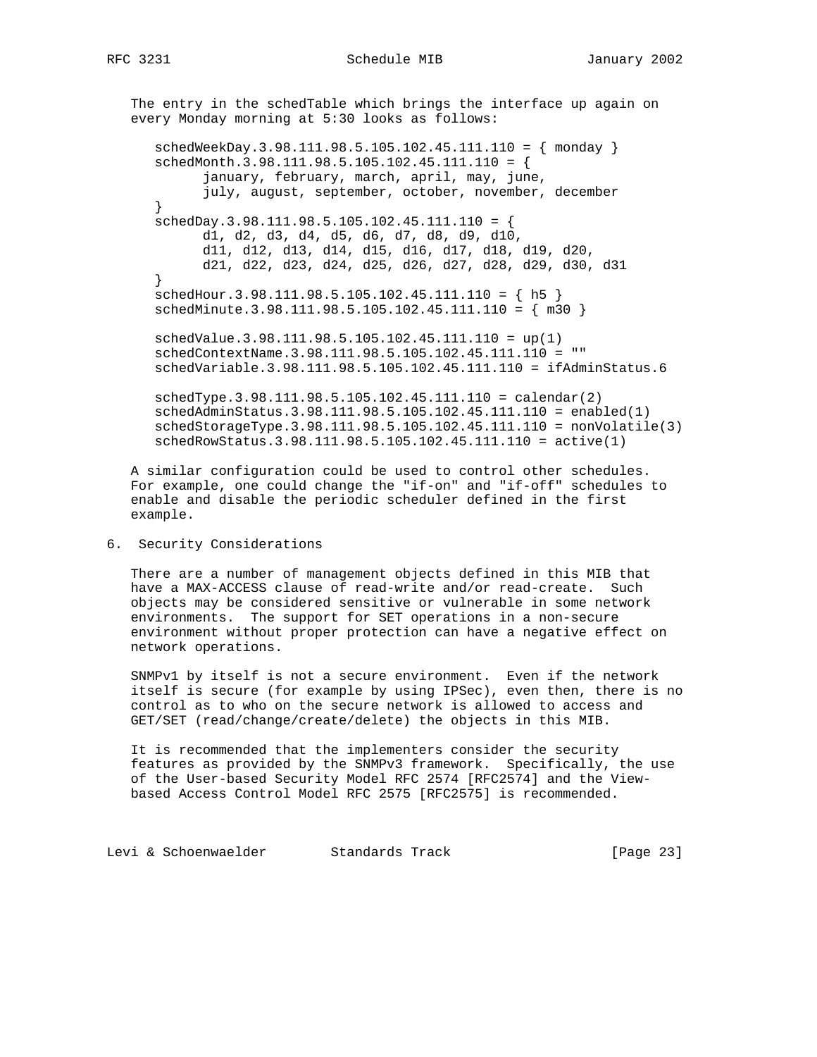The entry in the schedTable which brings the interface up again on every Monday morning at 5:30 looks as follows:

```
schedWeekDay.3.98.111.98.5.105.102.45.111.110 = { monday }
schedMonth.3.98.111.98.5.105.102.45.111.110 = {
      january, february, march, april, may, june,
      july, august, september, october, november, december
}
schedDay.3.98.111.98.5.105.102.45.111.110 = {
      d1, d2, d3, d4, d5, d6, d7, d8, d9, d10,
      d11, d12, d13, d14, d15, d16, d17, d18, d19, d20,
      d21, d22, d23, d24, d25, d26, d27, d28, d29, d30, d31
}
schedHour.3.98.111.98.5.105.102.45.111.110 = { h5 }
schedMinute.3.98.111.98.5.105.102.45.111.110 = { m30 }

schedValue.3.98.111.98.5.105.102.45.111.110 = up(1)
schedContextName.3.98.111.98.5.105.102.45.111.110 = ""
schedVariable.3.98.111.98.5.105.102.45.111.110 = ifAdminStatus.6

schedType.3.98.111.98.5.105.102.45.111.110 = calendar(2)
schedAdminStatus.3.98.111.98.5.105.102.45.111.110 = enabled(1)
schedStorageType.3.98.111.98.5.105.102.45.111.110 = nonVolatile(3)
schedRowStatus.3.98.111.98.5.105.102.45.111.110 = active(1)
```

A similar configuration could be used to control other schedules. For example, one could change the "if-on" and "if-off" schedules to enable and disable the periodic scheduler defined in the first example.

## 6. Security Considerations

There are a number of management objects defined in this MIB that have a MAX-ACCESS clause of read-write and/or read-create. Such objects may be considered sensitive or vulnerable in some network environments. The support for SET operations in a non-secure environment without proper protection can have a negative effect on network operations.

SNMPv1 by itself is not a secure environment. Even if the network itself is secure (for example by using IPSec), even then, there is no control as to who on the secure network is allowed to access and GET/SET (read/change/create/delete) the objects in this MIB.

It is recommended that the implementers consider the security features as provided by the SNMPv3 framework. Specifically, the use of the User-based Security Model RFC 2574 [RFC2574] and the View-based Access Control Model RFC 2575 [RFC2575] is recommended.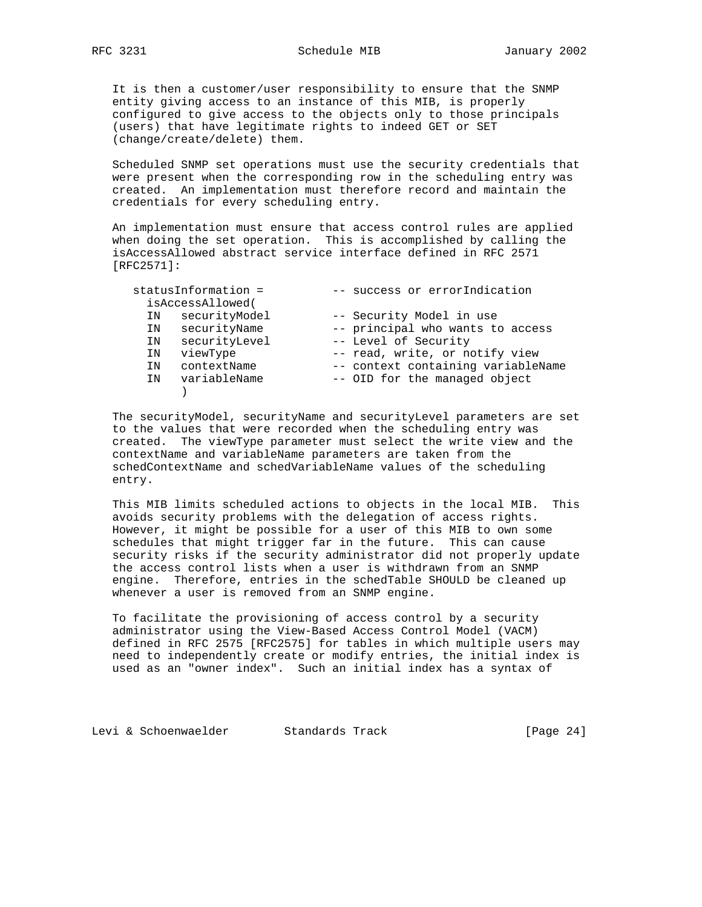It is then a customer/user responsibility to ensure that the SNMP entity giving access to an instance of this MIB, is properly configured to give access to the objects only to those principals (users) that have legitimate rights to indeed GET or SET (change/create/delete) them.

Scheduled SNMP set operations must use the security credentials that were present when the corresponding row in the scheduling entry was created. An implementation must therefore record and maintain the credentials for every scheduling entry.

An implementation must ensure that access control rules are applied when doing the set operation. This is accomplished by calling the isAccessAllowed abstract service interface defined in RFC 2571 [RFC2571]:

```
statusInformation =          -- success or errorIndication
  isAccessAllowed(
    IN   securityModel        -- Security Model in use
    IN   securityName         -- principal who wants to access
    IN   securityLevel        -- Level of Security
    IN   viewType             -- read, write, or notify view
    IN   contextName          -- context containing variableName
    IN   variableName         -- OID for the managed object
       )
```

The securityModel, securityName and securityLevel parameters are set to the values that were recorded when the scheduling entry was created. The viewType parameter must select the write view and the contextName and variableName parameters are taken from the schedContextName and schedVariableName values of the scheduling entry.

This MIB limits scheduled actions to objects in the local MIB. This avoids security problems with the delegation of access rights. However, it might be possible for a user of this MIB to own some schedules that might trigger far in the future. This can cause security risks if the security administrator did not properly update the access control lists when a user is withdrawn from an SNMP engine. Therefore, entries in the schedTable SHOULD be cleaned up whenever a user is removed from an SNMP engine.

To facilitate the provisioning of access control by a security administrator using the View-Based Access Control Model (VACM) defined in RFC 2575 [RFC2575] for tables in which multiple users may need to independently create or modify entries, the initial index is used as an "owner index". Such an initial index has a syntax of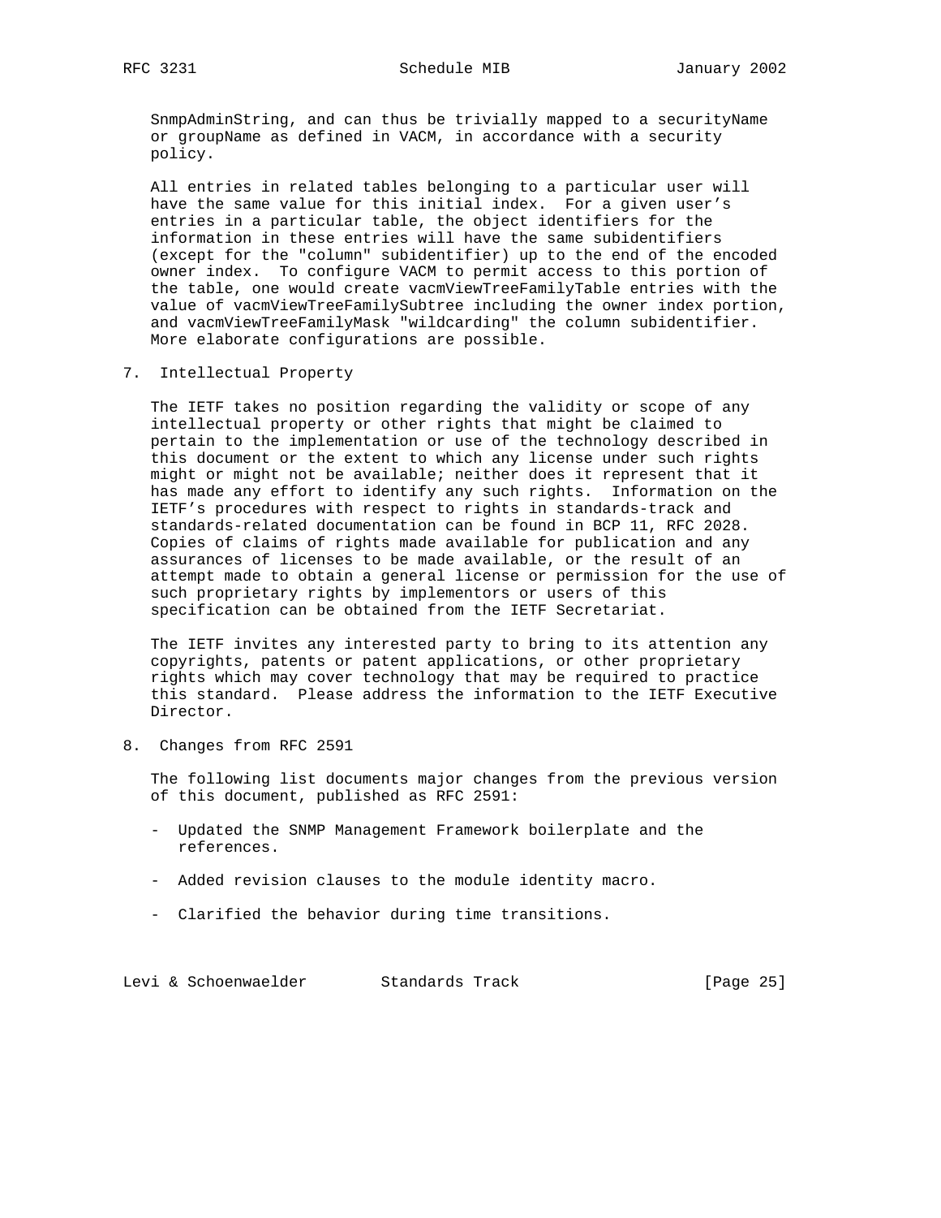SnmpAdminString, and can thus be trivially mapped to a securityName or groupName as defined in VACM, in accordance with a security policy.

All entries in related tables belonging to a particular user will have the same value for this initial index. For a given user's entries in a particular table, the object identifiers for the information in these entries will have the same subidentifiers (except for the "column" subidentifier) up to the end of the encoded owner index. To configure VACM to permit access to this portion of the table, one would create vacmViewTreeFamilyTable entries with the value of vacmViewTreeFamilySubtree including the owner index portion, and vacmViewTreeFamilyMask "wildcarding" the column subidentifier. More elaborate configurations are possible.

## 7. Intellectual Property

The IETF takes no position regarding the validity or scope of any intellectual property or other rights that might be claimed to pertain to the implementation or use of the technology described in this document or the extent to which any license under such rights might or might not be available; neither does it represent that it has made any effort to identify any such rights. Information on the IETF's procedures with respect to rights in standards-track and standards-related documentation can be found in BCP 11, RFC 2028. Copies of claims of rights made available for publication and any assurances of licenses to be made available, or the result of an attempt made to obtain a general license or permission for the use of such proprietary rights by implementors or users of this specification can be obtained from the IETF Secretariat.

The IETF invites any interested party to bring to its attention any copyrights, patents or patent applications, or other proprietary rights which may cover technology that may be required to practice this standard. Please address the information to the IETF Executive Director.

## 8. Changes from RFC 2591

The following list documents major changes from the previous version of this document, published as RFC 2591:

- Updated the SNMP Management Framework boilerplate and the references.

- Added revision clauses to the module identity macro.

- Clarified the behavior during time transitions.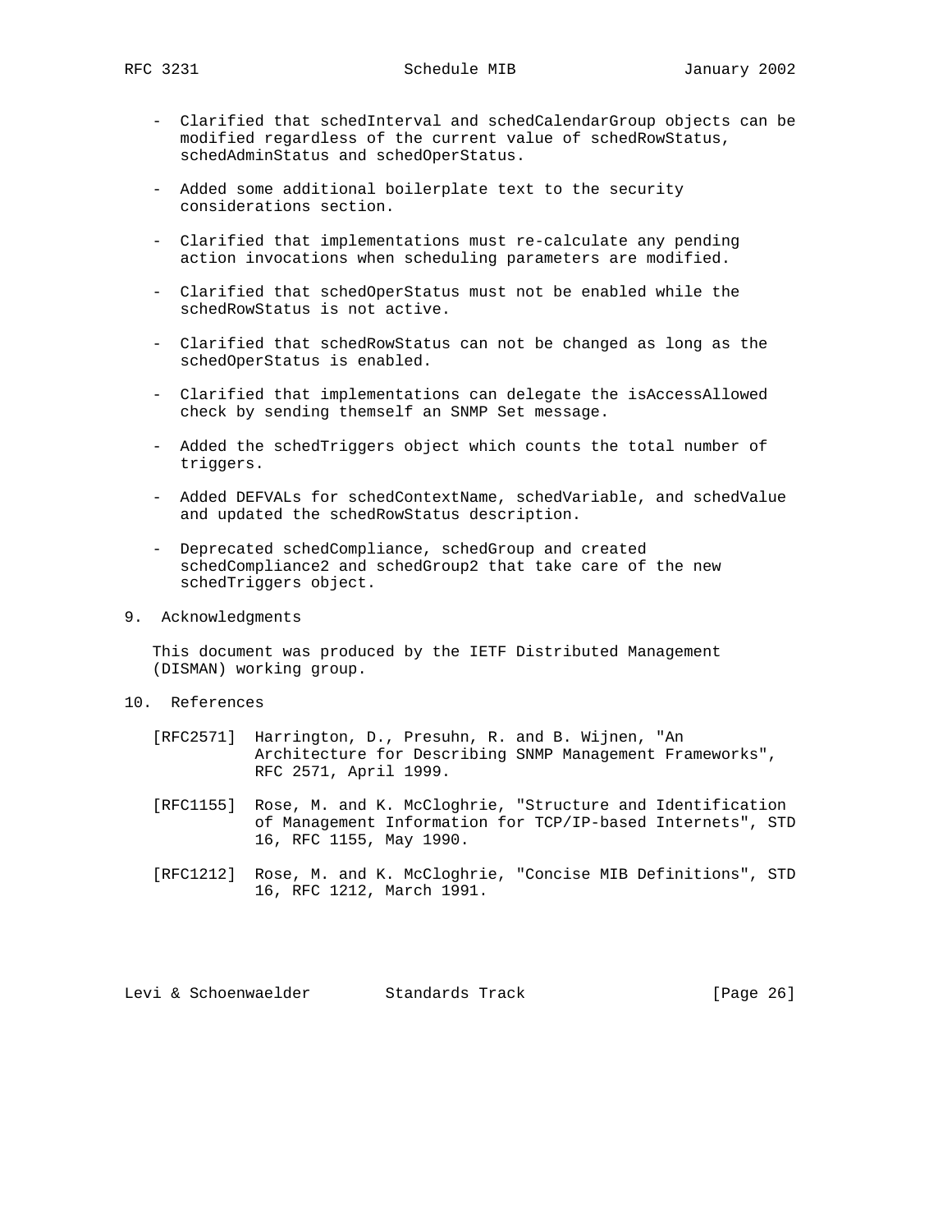- Clarified that schedInterval and schedCalendarGroup objects can be modified regardless of the current value of schedRowStatus, schedAdminStatus and schedOperStatus.

- Added some additional boilerplate text to the security considerations section.

- Clarified that implementations must re-calculate any pending action invocations when scheduling parameters are modified.

- Clarified that schedOperStatus must not be enabled while the schedRowStatus is not active.

- Clarified that schedRowStatus can not be changed as long as the schedOperStatus is enabled.

- Clarified that implementations can delegate the isAccessAllowed check by sending themself an SNMP Set message.

- Added the schedTriggers object which counts the total number of triggers.

- Added DEFVALs for schedContextName, schedVariable, and schedValue and updated the schedRowStatus description.

- Deprecated schedCompliance, schedGroup and created schedCompliance2 and schedGroup2 that take care of the new schedTriggers object.

## 9. Acknowledgments

This document was produced by the IETF Distributed Management (DISMAN) working group.

## 10. References

[RFC2571] Harrington, D., Presuhn, R. and B. Wijnen, "An Architecture for Describing SNMP Management Frameworks", RFC 2571, April 1999.

[RFC1155] Rose, M. and K. McCloghrie, "Structure and Identification of Management Information for TCP/IP-based Internets", STD 16, RFC 1155, May 1990.

[RFC1212] Rose, M. and K. McCloghrie, "Concise MIB Definitions", STD 16, RFC 1212, March 1991.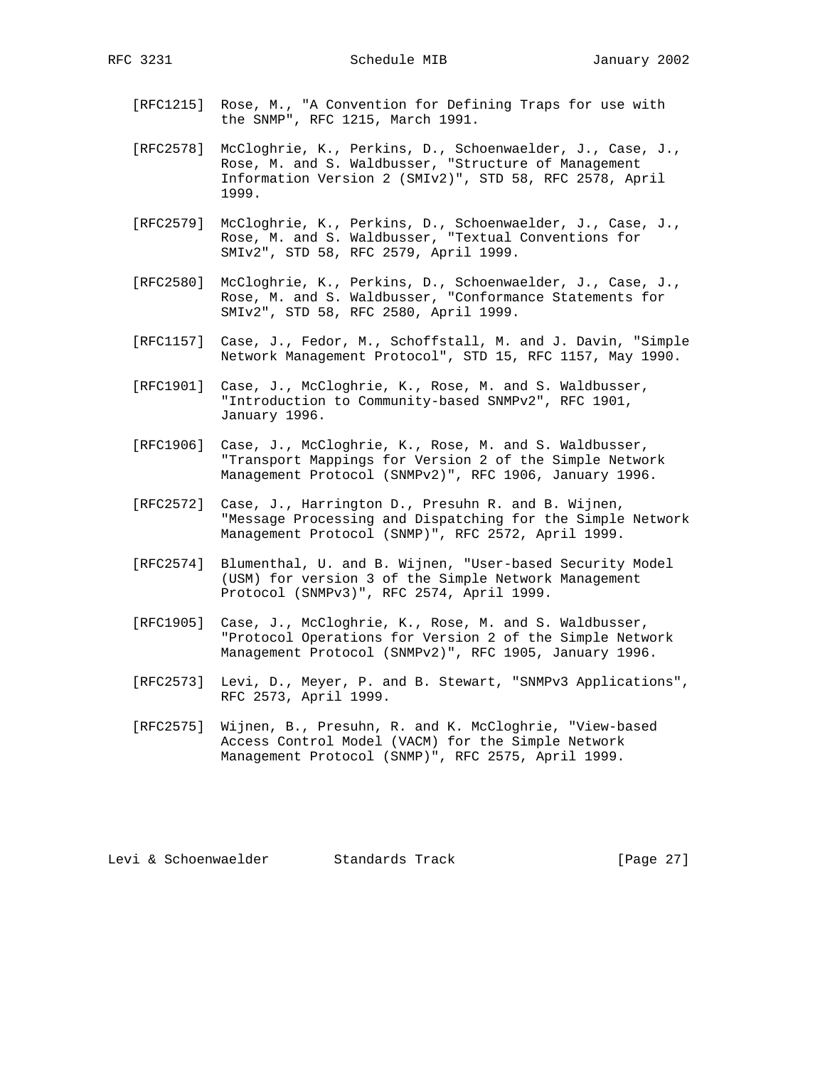[RFC1215] Rose, M., "A Convention for Defining Traps for use with the SNMP", RFC 1215, March 1991.

[RFC2578] McCloghrie, K., Perkins, D., Schoenwaelder, J., Case, J., Rose, M. and S. Waldbusser, "Structure of Management Information Version 2 (SMIv2)", STD 58, RFC 2578, April 1999.

[RFC2579] McCloghrie, K., Perkins, D., Schoenwaelder, J., Case, J., Rose, M. and S. Waldbusser, "Textual Conventions for SMIv2", STD 58, RFC 2579, April 1999.

[RFC2580] McCloghrie, K., Perkins, D., Schoenwaelder, J., Case, J., Rose, M. and S. Waldbusser, "Conformance Statements for SMIv2", STD 58, RFC 2580, April 1999.

[RFC1157] Case, J., Fedor, M., Schoffstall, M. and J. Davin, "Simple Network Management Protocol", STD 15, RFC 1157, May 1990.

[RFC1901] Case, J., McCloghrie, K., Rose, M. and S. Waldbusser, "Introduction to Community-based SNMPv2", RFC 1901, January 1996.

[RFC1906] Case, J., McCloghrie, K., Rose, M. and S. Waldbusser, "Transport Mappings for Version 2 of the Simple Network Management Protocol (SNMPv2)", RFC 1906, January 1996.

[RFC2572] Case, J., Harrington D., Presuhn R. and B. Wijnen, "Message Processing and Dispatching for the Simple Network Management Protocol (SNMP)", RFC 2572, April 1999.

[RFC2574] Blumenthal, U. and B. Wijnen, "User-based Security Model (USM) for version 3 of the Simple Network Management Protocol (SNMPv3)", RFC 2574, April 1999.

[RFC1905] Case, J., McCloghrie, K., Rose, M. and S. Waldbusser, "Protocol Operations for Version 2 of the Simple Network Management Protocol (SNMPv2)", RFC 1905, January 1996.

[RFC2573] Levi, D., Meyer, P. and B. Stewart, "SNMPv3 Applications", RFC 2573, April 1999.

[RFC2575] Wijnen, B., Presuhn, R. and K. McCloghrie, "View-based Access Control Model (VACM) for the Simple Network Management Protocol (SNMP)", RFC 2575, April 1999.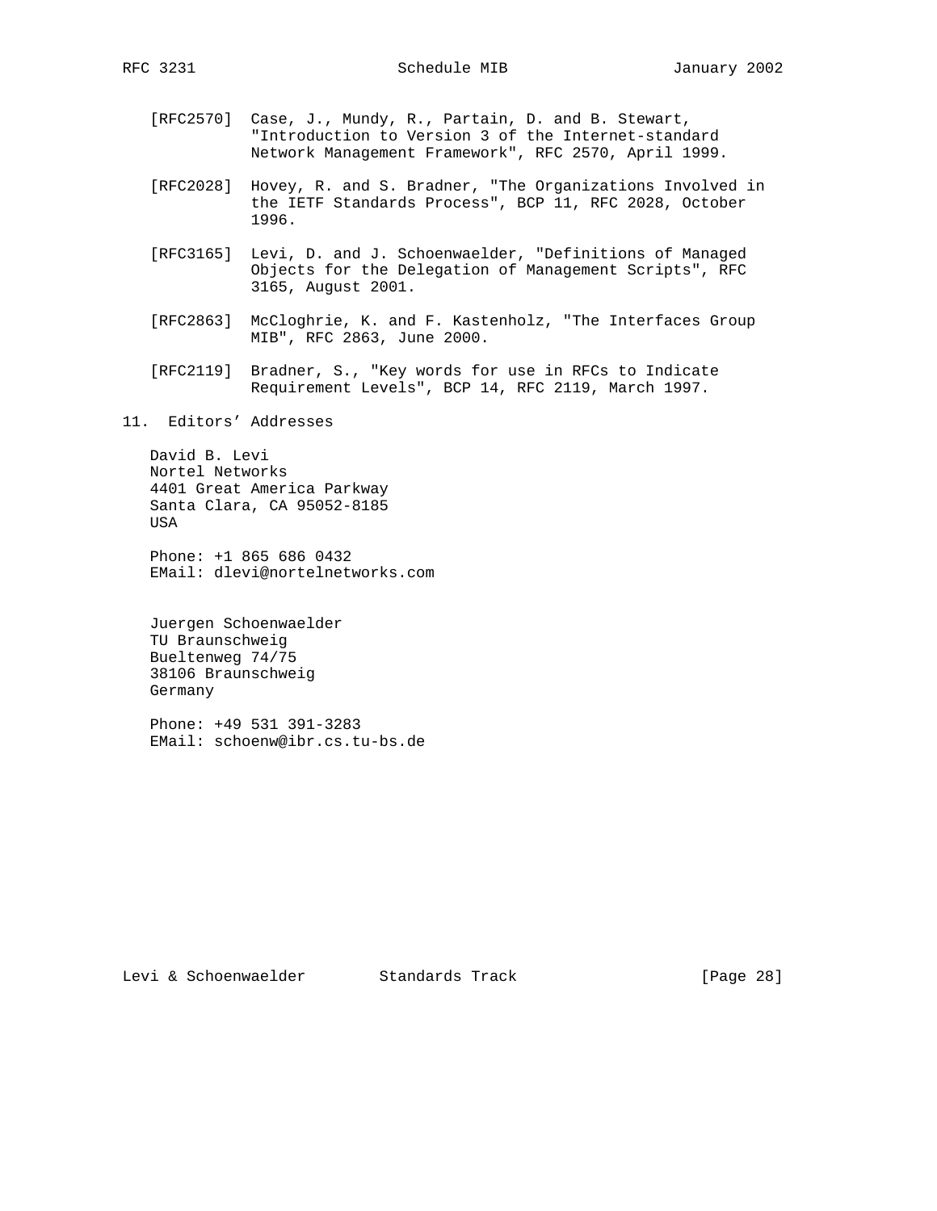[RFC2570] Case, J., Mundy, R., Partain, D. and B. Stewart, "Introduction to Version 3 of the Internet-standard Network Management Framework", RFC 2570, April 1999.

[RFC2028] Hovey, R. and S. Bradner, "The Organizations Involved in the IETF Standards Process", BCP 11, RFC 2028, October 1996.

[RFC3165] Levi, D. and J. Schoenwaelder, "Definitions of Managed Objects for the Delegation of Management Scripts", RFC 3165, August 2001.

[RFC2863] McCloghrie, K. and F. Kastenholz, "The Interfaces Group MIB", RFC 2863, June 2000.

[RFC2119] Bradner, S., "Key words for use in RFCs to Indicate Requirement Levels", BCP 14, RFC 2119, March 1997.

## 11. Editors' Addresses

David B. Levi
Nortel Networks
4401 Great America Parkway
Santa Clara, CA 95052-8185
USA

Phone: +1 865 686 0432
EMail: dlevi@nortelnetworks.com

Juergen Schoenwaelder
TU Braunschweig
Bueltenweg 74/75
38106 Braunschweig
Germany

Phone: +49 531 391-3283
EMail: schoenw@ibr.cs.tu-bs.de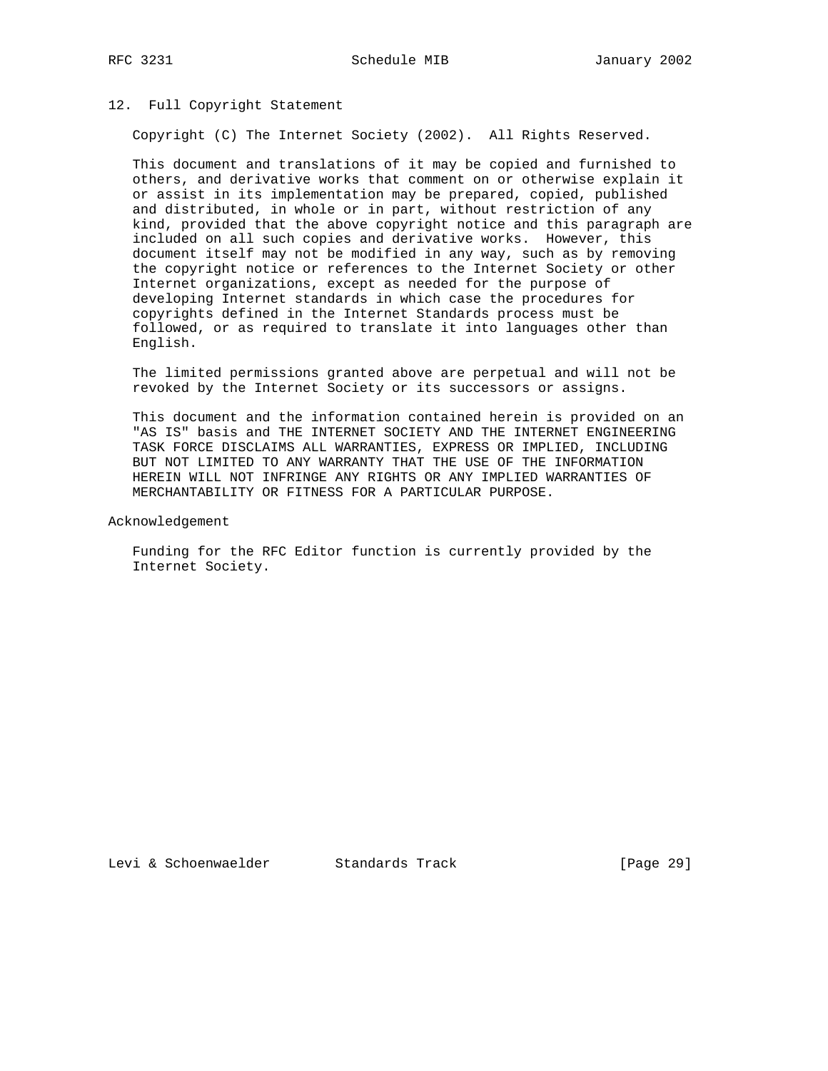## 12. Full Copyright Statement

Copyright (C) The Internet Society (2002). All Rights Reserved.

This document and translations of it may be copied and furnished to others, and derivative works that comment on or otherwise explain it or assist in its implementation may be prepared, copied, published and distributed, in whole or in part, without restriction of any kind, provided that the above copyright notice and this paragraph are included on all such copies and derivative works. However, this document itself may not be modified in any way, such as by removing the copyright notice or references to the Internet Society or other Internet organizations, except as needed for the purpose of developing Internet standards in which case the procedures for copyrights defined in the Internet Standards process must be followed, or as required to translate it into languages other than English.

The limited permissions granted above are perpetual and will not be revoked by the Internet Society or its successors or assigns.

This document and the information contained herein is provided on an "AS IS" basis and THE INTERNET SOCIETY AND THE INTERNET ENGINEERING TASK FORCE DISCLAIMS ALL WARRANTIES, EXPRESS OR IMPLIED, INCLUDING BUT NOT LIMITED TO ANY WARRANTY THAT THE USE OF THE INFORMATION HEREIN WILL NOT INFRINGE ANY RIGHTS OR ANY IMPLIED WARRANTIES OF MERCHANTABILITY OR FITNESS FOR A PARTICULAR PURPOSE.

## Acknowledgement

Funding for the RFC Editor function is currently provided by the Internet Society.